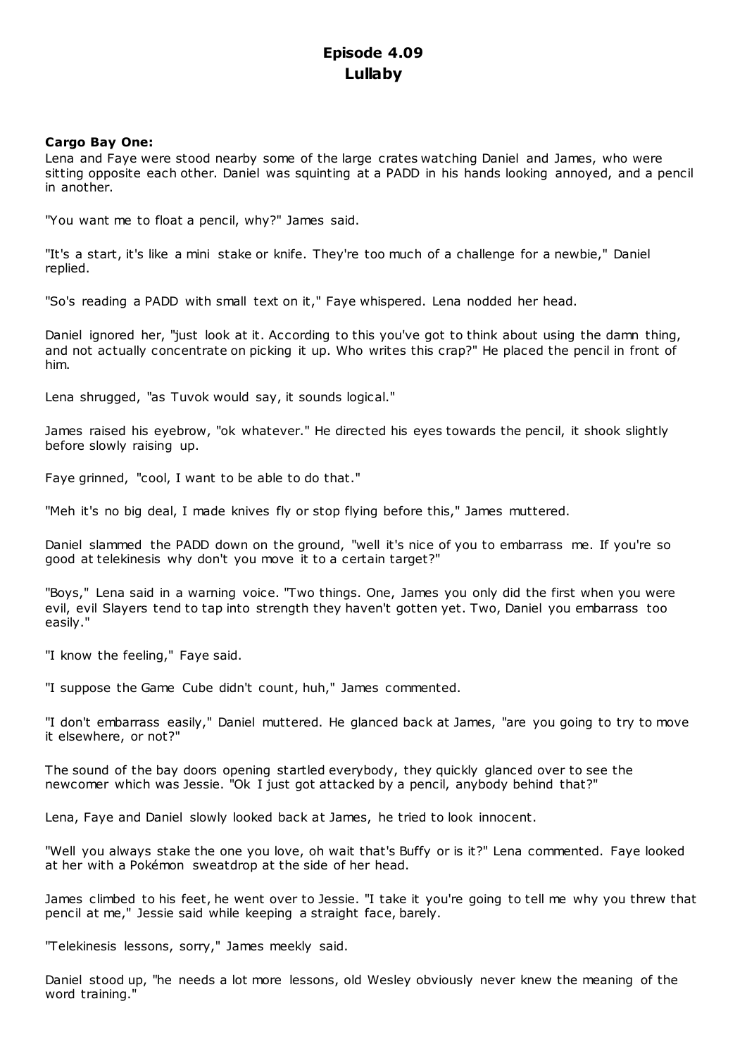# Episode 4.09
# Lullaby

**Cargo Bay One:**

Lena and Faye were stood nearby some of the large crates watching Daniel and James, who were sitting opposite each other. Daniel was squinting at a PADD in his hands looking annoyed, and a pencil in another.

"You want me to float a pencil, why?" James said.

"It's a start, it's like a mini stake or knife. They're too much of a challenge for a newbie," Daniel replied.

"So's reading a PADD with small text on it," Faye whispered. Lena nodded her head.

Daniel ignored her, "just look at it. According to this you've got to think about using the damn thing, and not actually concentrate on picking it up. Who writes this crap?" He placed the pencil in front of him.

Lena shrugged, "as Tuvok would say, it sounds logical."

James raised his eyebrow, "ok whatever." He directed his eyes towards the pencil, it shook slightly before slowly raising up.

Faye grinned, "cool, I want to be able to do that."

"Meh it's no big deal, I made knives fly or stop flying before this," James muttered.

Daniel slammed the PADD down on the ground, "well it's nice of you to embarrass me. If you're so good at telekinesis why don't you move it to a certain target?"

"Boys," Lena said in a warning voice. "Two things. One, James you only did the first when you were evil, evil Slayers tend to tap into strength they haven't gotten yet. Two, Daniel you embarrass too easily."

"I know the feeling," Faye said.

"I suppose the Game Cube didn't count, huh," James commented.

"I don't embarrass easily," Daniel muttered. He glanced back at James, "are you going to try to move it elsewhere, or not?"

The sound of the bay doors opening startled everybody, they quickly glanced over to see the newcomer which was Jessie. "Ok I just got attacked by a pencil, anybody behind that?"

Lena, Faye and Daniel slowly looked back at James, he tried to look innocent.

"Well you always stake the one you love, oh wait that's Buffy or is it?" Lena commented. Faye looked at her with a Pokémon sweatdrop at the side of her head.

James climbed to his feet, he went over to Jessie. "I take it you're going to tell me why you threw that pencil at me," Jessie said while keeping a straight face, barely.

"Telekinesis lessons, sorry," James meekly said.

Daniel stood up, "he needs a lot more lessons, old Wesley obviously never knew the meaning of the word training."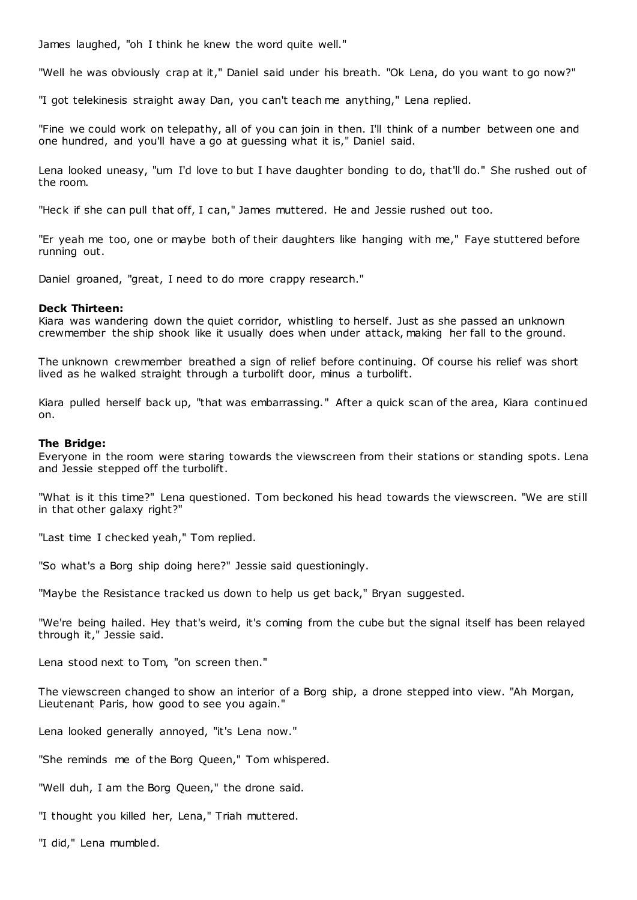James laughed, "oh I think he knew the word quite well."

"Well he was obviously crap at it," Daniel said under his breath. "Ok Lena, do you want to go now?"

"I got telekinesis straight away Dan, you can't teach me anything," Lena replied.

"Fine we could work on telepathy, all of you can join in then. I'll think of a number between one and one hundred, and you'll have a go at guessing what it is," Daniel said.

Lena looked uneasy, "um I'd love to but I have daughter bonding to do, that'll do." She rushed out of the room.

"Heck if she can pull that off, I can," James muttered. He and Jessie rushed out too.

"Er yeah me too, one or maybe both of their daughters like hanging with me," Faye stuttered before running out.

Daniel groaned, "great, I need to do more crappy research."

**Deck Thirteen:**
Kiara was wandering down the quiet corridor, whistling to herself. Just as she passed an unknown crewmember the ship shook like it usually does when under attack, making her fall to the ground.

The unknown crewmember breathed a sign of relief before continuing. Of course his relief was short lived as he walked straight through a turbolift door, minus a turbolift.

Kiara pulled herself back up, "that was embarrassing." After a quick scan of the area, Kiara continued on.

**The Bridge:**
Everyone in the room were staring towards the viewscreen from their stations or standing spots. Lena and Jessie stepped off the turbolift.

"What is it this time?" Lena questioned. Tom beckoned his head towards the viewscreen. "We are still in that other galaxy right?"

"Last time I checked yeah," Tom replied.

"So what's a Borg ship doing here?" Jessie said questioningly.

"Maybe the Resistance tracked us down to help us get back," Bryan suggested.

"We're being hailed. Hey that's weird, it's coming from the cube but the signal itself has been relayed through it," Jessie said.

Lena stood next to Tom, "on screen then."

The viewscreen changed to show an interior of a Borg ship, a drone stepped into view. "Ah Morgan, Lieutenant Paris, how good to see you again."

Lena looked generally annoyed, "it's Lena now."

"She reminds me of the Borg Queen," Tom whispered.

"Well duh, I am the Borg Queen," the drone said.

"I thought you killed her, Lena," Triah muttered.

"I did," Lena mumbled.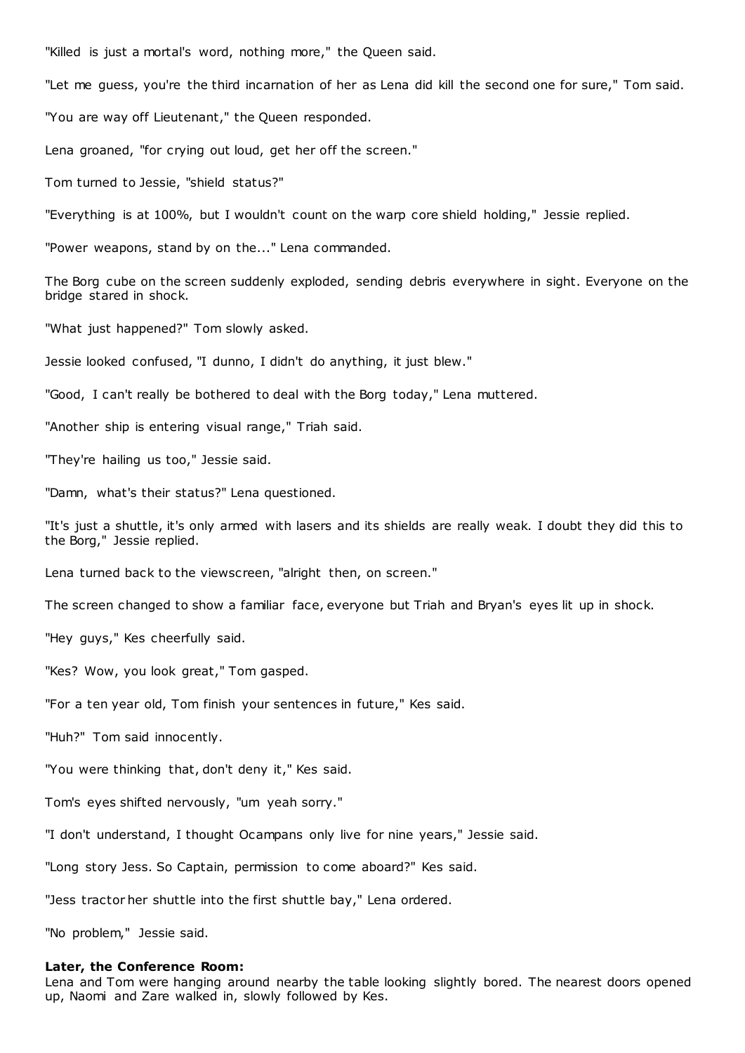"Killed is just a mortal's word, nothing more," the Queen said.

"Let me guess, you're the third incarnation of her as Lena did kill the second one for sure," Tom said.

"You are way off Lieutenant," the Queen responded.

Lena groaned, "for crying out loud, get her off the screen."

Tom turned to Jessie, "shield status?"

"Everything is at 100%, but I wouldn't count on the warp core shield holding," Jessie replied.

"Power weapons, stand by on the..." Lena commanded.

The Borg cube on the screen suddenly exploded, sending debris everywhere in sight. Everyone on the bridge stared in shock.

"What just happened?" Tom slowly asked.

Jessie looked confused, "I dunno, I didn't do anything, it just blew."

"Good, I can't really be bothered to deal with the Borg today," Lena muttered.

"Another ship is entering visual range," Triah said.

"They're hailing us too," Jessie said.

"Damn, what's their status?" Lena questioned.

"It's just a shuttle, it's only armed with lasers and its shields are really weak. I doubt they did this to the Borg," Jessie replied.

Lena turned back to the viewscreen, "alright then, on screen."

The screen changed to show a familiar face, everyone but Triah and Bryan's eyes lit up in shock.

"Hey guys," Kes cheerfully said.

"Kes? Wow, you look great," Tom gasped.

"For a ten year old, Tom finish your sentences in future," Kes said.

"Huh?" Tom said innocently.

"You were thinking that, don't deny it," Kes said.

Tom's eyes shifted nervously, "um yeah sorry."

"I don't understand, I thought Ocampans only live for nine years," Jessie said.

"Long story Jess. So Captain, permission to come aboard?" Kes said.

"Jess tractor her shuttle into the first shuttle bay," Lena ordered.

"No problem," Jessie said.

**Later, the Conference Room:**
Lena and Tom were hanging around nearby the table looking slightly bored. The nearest doors opened up, Naomi and Zare walked in, slowly followed by Kes.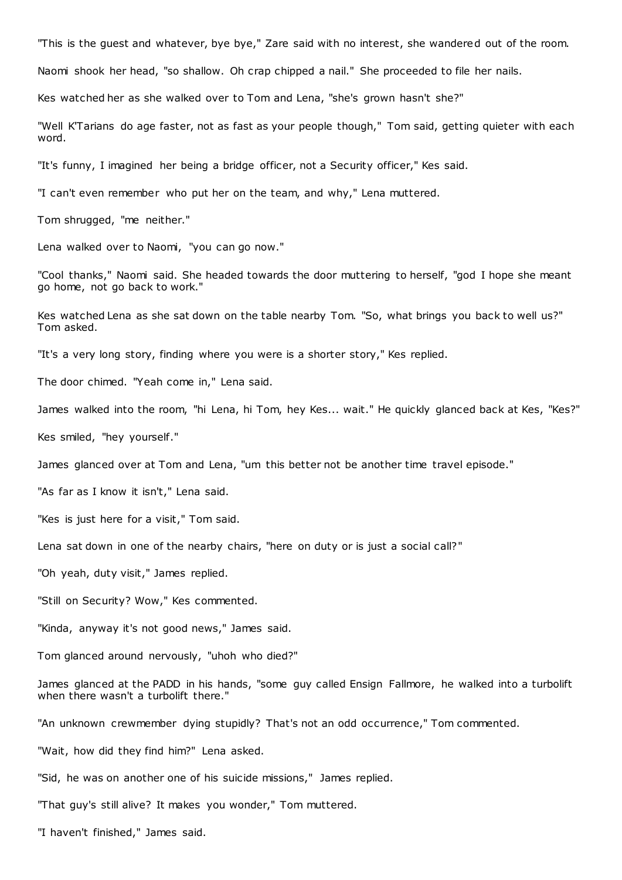"This is the guest and whatever, bye bye," Zare said with no interest, she wandered out of the room.

Naomi shook her head, "so shallow. Oh crap chipped a nail." She proceeded to file her nails.

Kes watched her as she walked over to Tom and Lena, "she's grown hasn't she?"

"Well K'Tarians do age faster, not as fast as your people though," Tom said, getting quieter with each word.

"It's funny, I imagined her being a bridge officer, not a Security officer," Kes said.

"I can't even remember who put her on the team, and why," Lena muttered.

Tom shrugged, "me neither."

Lena walked over to Naomi, "you can go now."

"Cool thanks," Naomi said. She headed towards the door muttering to herself, "god I hope she meant go home, not go back to work."

Kes watched Lena as she sat down on the table nearby Tom. "So, what brings you back to well us?" Tom asked.

"It's a very long story, finding where you were is a shorter story," Kes replied.

The door chimed. "Yeah come in," Lena said.

James walked into the room, "hi Lena, hi Tom, hey Kes... wait." He quickly glanced back at Kes, "Kes?"

Kes smiled, "hey yourself."

James glanced over at Tom and Lena, "um this better not be another time travel episode."

"As far as I know it isn't," Lena said.

"Kes is just here for a visit," Tom said.

Lena sat down in one of the nearby chairs, "here on duty or is just a social call?"

"Oh yeah, duty visit," James replied.

"Still on Security? Wow," Kes commented.

"Kinda, anyway it's not good news," James said.

Tom glanced around nervously, "uhoh who died?"

James glanced at the PADD in his hands, "some guy called Ensign Fallmore, he walked into a turbolift when there wasn't a turbolift there."

"An unknown crewmember dying stupidly? That's not an odd occurrence," Tom commented.

"Wait, how did they find him?" Lena asked.

"Sid, he was on another one of his suicide missions," James replied.

"That guy's still alive? It makes you wonder," Tom muttered.

"I haven't finished," James said.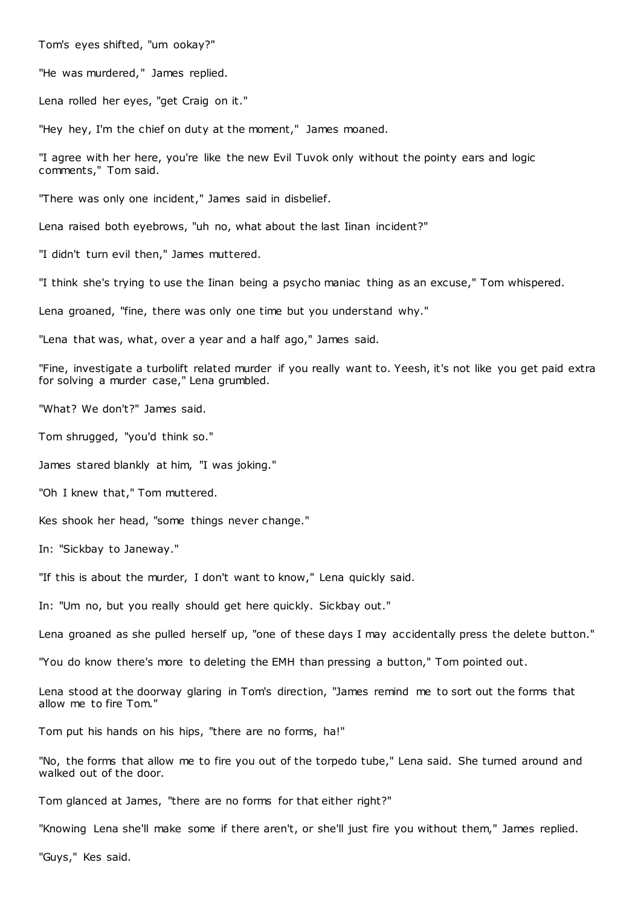Tom's eyes shifted, "um ookay?"

"He was murdered," James replied.

Lena rolled her eyes, "get Craig on it."

"Hey hey, I'm the chief on duty at the moment," James moaned.

"I agree with her here, you're like the new Evil Tuvok only without the pointy ears and logic comments," Tom said.

"There was only one incident," James said in disbelief.

Lena raised both eyebrows, "uh no, what about the last Iinan incident?"

"I didn't turn evil then," James muttered.

"I think she's trying to use the Iinan being a psycho maniac thing as an excuse," Tom whispered.

Lena groaned, "fine, there was only one time but you understand why."

"Lena that was, what, over a year and a half ago," James said.

"Fine, investigate a turbolift related murder if you really want to. Yeesh, it's not like you get paid extra for solving a murder case," Lena grumbled.

"What? We don't?" James said.

Tom shrugged, "you'd think so."

James stared blankly at him, "I was joking."

"Oh I knew that," Tom muttered.

Kes shook her head, "some things never change."

In: "Sickbay to Janeway."

"If this is about the murder, I don't want to know," Lena quickly said.

In: "Um no, but you really should get here quickly. Sickbay out."

Lena groaned as she pulled herself up, "one of these days I may accidentally press the delete button."

"You do know there's more to deleting the EMH than pressing a button," Tom pointed out.

Lena stood at the doorway glaring in Tom's direction, "James remind me to sort out the forms that allow me to fire Tom."

Tom put his hands on his hips, "there are no forms, ha!"

"No, the forms that allow me to fire you out of the torpedo tube," Lena said. She turned around and walked out of the door.

Tom glanced at James, "there are no forms for that either right?"

"Knowing Lena she'll make some if there aren't, or she'll just fire you without them," James replied.

"Guys," Kes said.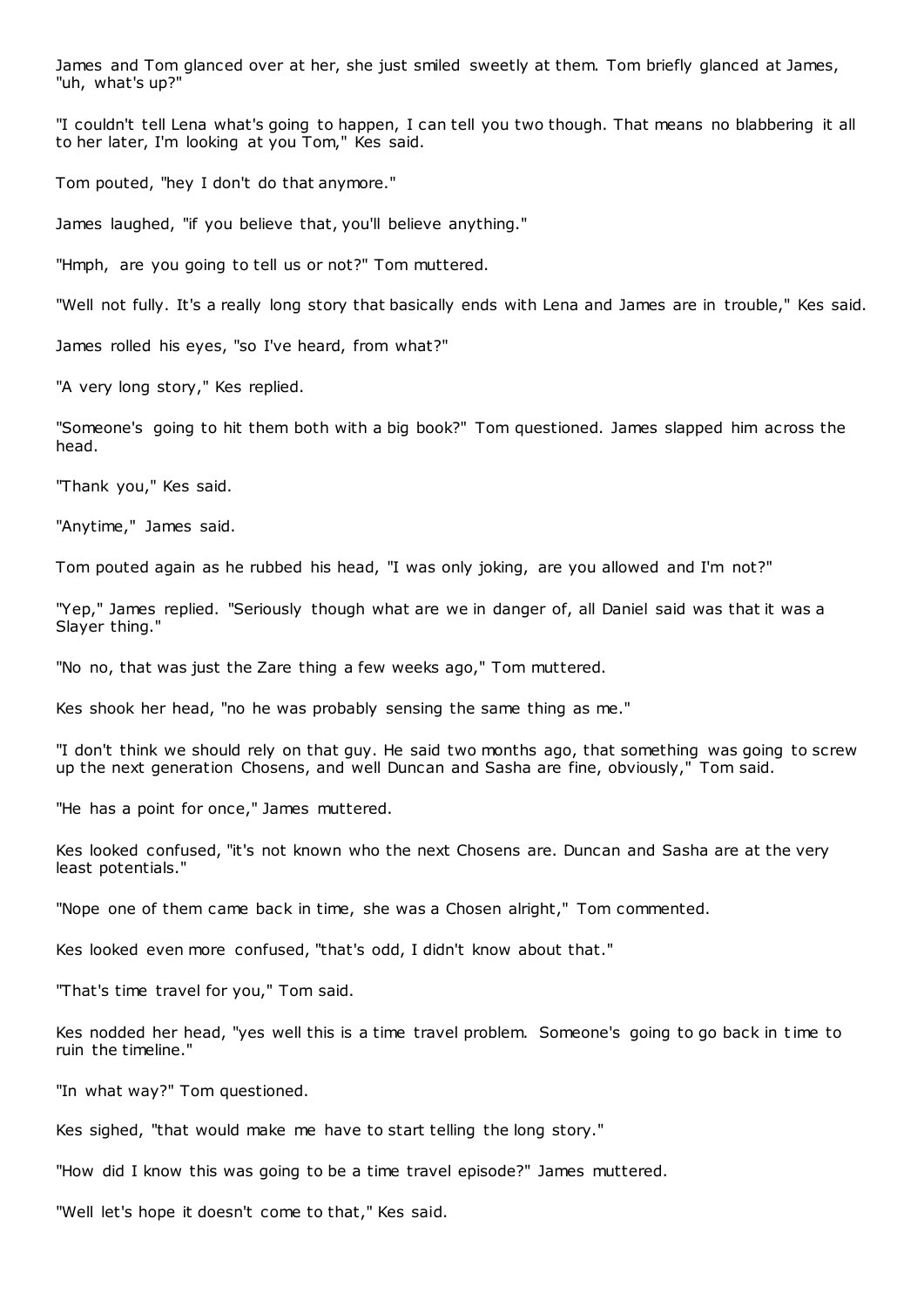James and Tom glanced over at her, she just smiled sweetly at them. Tom briefly glanced at James, "uh, what's up?"

"I couldn't tell Lena what's going to happen, I can tell you two though. That means no blabbering it all to her later, I'm looking at you Tom," Kes said.

Tom pouted, "hey I don't do that anymore."

James laughed, "if you believe that, you'll believe anything."

"Hmph, are you going to tell us or not?" Tom muttered.

"Well not fully. It's a really long story that basically ends with Lena and James are in trouble," Kes said.

James rolled his eyes, "so I've heard, from what?"

"A very long story," Kes replied.

"Someone's going to hit them both with a big book?" Tom questioned. James slapped him across the head.

"Thank you," Kes said.

"Anytime," James said.

Tom pouted again as he rubbed his head, "I was only joking, are you allowed and I'm not?"

"Yep," James replied. "Seriously though what are we in danger of, all Daniel said was that it was a Slayer thing."

"No no, that was just the Zare thing a few weeks ago," Tom muttered.

Kes shook her head, "no he was probably sensing the same thing as me."

"I don't think we should rely on that guy. He said two months ago, that something was going to screw up the next generation Chosens, and well Duncan and Sasha are fine, obviously," Tom said.

"He has a point for once," James muttered.

Kes looked confused, "it's not known who the next Chosens are. Duncan and Sasha are at the very least potentials."

"Nope one of them came back in time, she was a Chosen alright," Tom commented.

Kes looked even more confused, "that's odd, I didn't know about that."

"That's time travel for you," Tom said.

Kes nodded her head, "yes well this is a time travel problem. Someone's going to go back in time to ruin the timeline."

"In what way?" Tom questioned.

Kes sighed, "that would make me have to start telling the long story."

"How did I know this was going to be a time travel episode?" James muttered.

"Well let's hope it doesn't come to that," Kes said.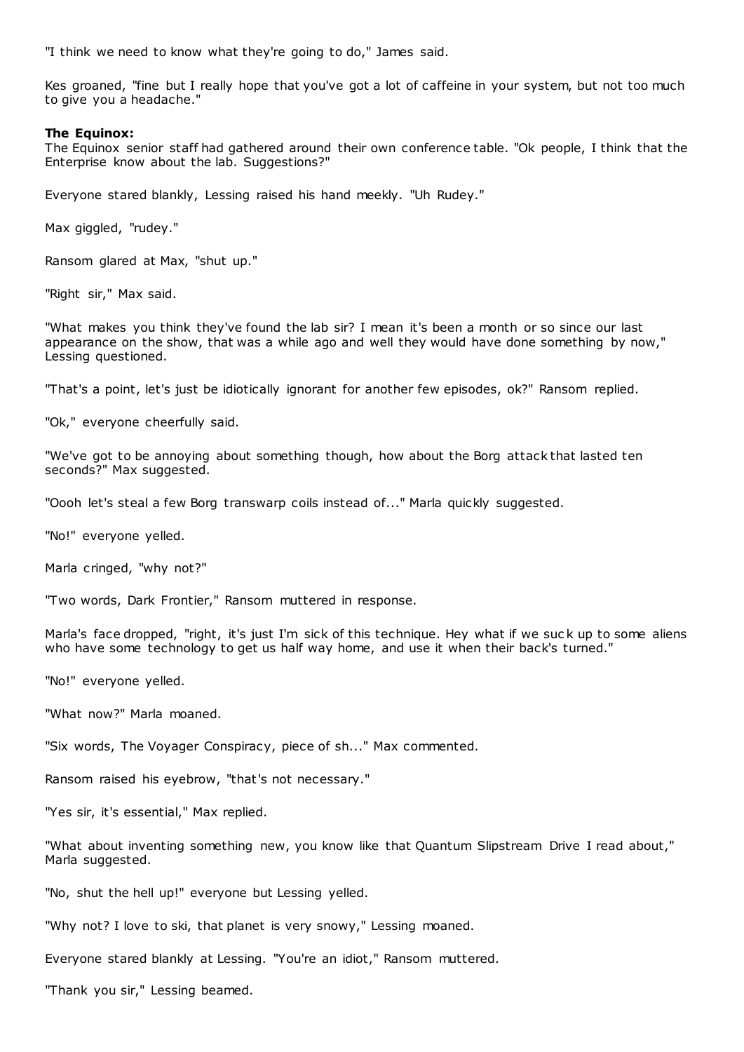"I think we need to know what they're going to do," James said.

Kes groaned, "fine but I really hope that you've got a lot of caffeine in your system, but not too much to give you a headache."

**The Equinox:**
The Equinox senior staff had gathered around their own conference table. "Ok people, I think that the Enterprise know about the lab. Suggestions?"

Everyone stared blankly, Lessing raised his hand meekly. "Uh Rudey."

Max giggled, "rudey."

Ransom glared at Max, "shut up."

"Right sir," Max said.

"What makes you think they've found the lab sir? I mean it's been a month or so since our last appearance on the show, that was a while ago and well they would have done something by now," Lessing questioned.

"That's a point, let's just be idiotically ignorant for another few episodes, ok?" Ransom replied.

"Ok," everyone cheerfully said.

"We've got to be annoying about something though, how about the Borg attack that lasted ten seconds?" Max suggested.

"Oooh let's steal a few Borg transwarp coils instead of..." Marla quickly suggested.

"No!" everyone yelled.

Marla cringed, "why not?"

"Two words, Dark Frontier," Ransom muttered in response.

Marla's face dropped, "right, it's just I'm sick of this technique. Hey what if we suck up to some aliens who have some technology to get us half way home, and use it when their back's turned."

"No!" everyone yelled.

"What now?" Marla moaned.

"Six words, The Voyager Conspiracy, piece of sh..." Max commented.

Ransom raised his eyebrow, "that's not necessary."

"Yes sir, it's essential," Max replied.

"What about inventing something new, you know like that Quantum Slipstream Drive I read about," Marla suggested.

"No, shut the hell up!" everyone but Lessing yelled.

"Why not? I love to ski, that planet is very snowy," Lessing moaned.

Everyone stared blankly at Lessing. "You're an idiot," Ransom muttered.

"Thank you sir," Lessing beamed.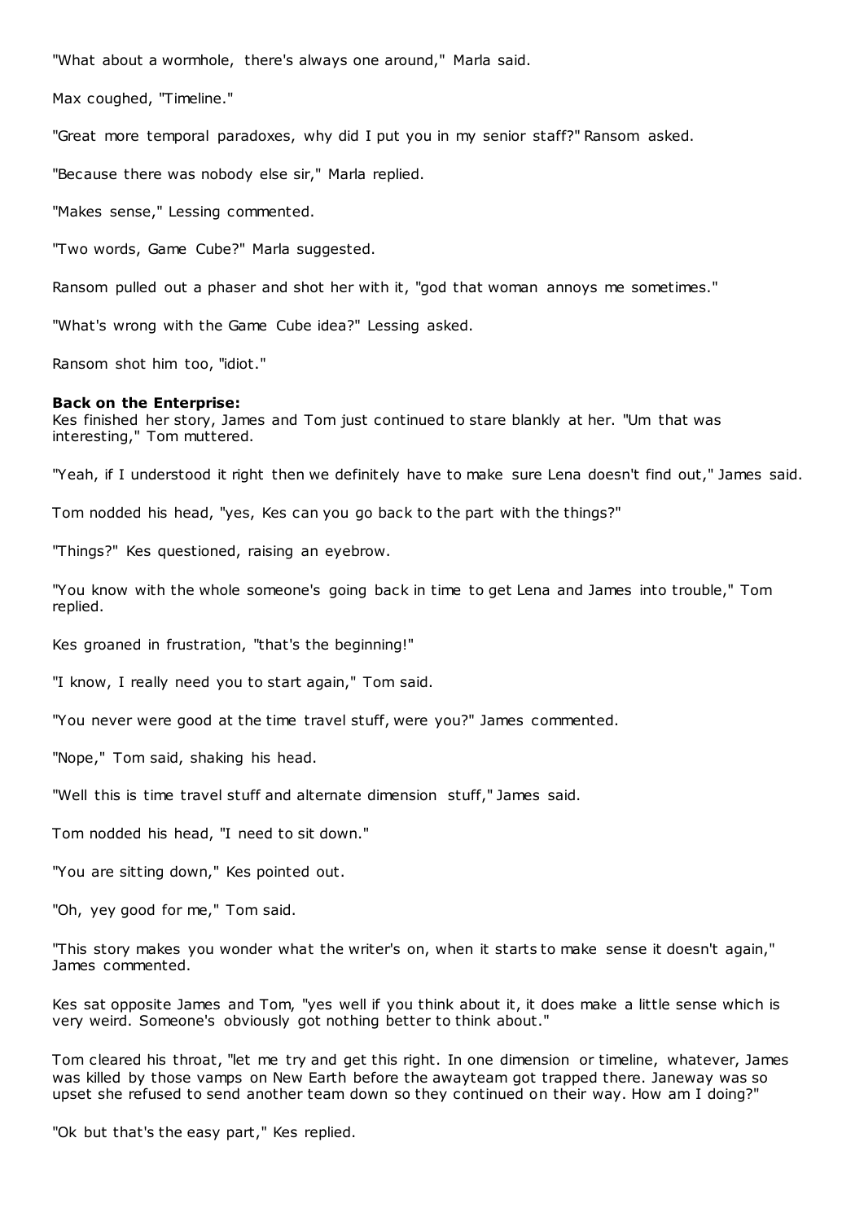"What about a wormhole, there's always one around," Marla said.

Max coughed, "Timeline."

"Great more temporal paradoxes, why did I put you in my senior staff?" Ransom asked.

"Because there was nobody else sir," Marla replied.

"Makes sense," Lessing commented.

"Two words, Game Cube?" Marla suggested.

Ransom pulled out a phaser and shot her with it, "god that woman annoys me sometimes."

"What's wrong with the Game Cube idea?" Lessing asked.

Ransom shot him too, "idiot."

**Back on the Enterprise:**
Kes finished her story, James and Tom just continued to stare blankly at her. "Um that was interesting," Tom muttered.

"Yeah, if I understood it right then we definitely have to make sure Lena doesn't find out," James said.

Tom nodded his head, "yes, Kes can you go back to the part with the things?"

"Things?" Kes questioned, raising an eyebrow.

"You know with the whole someone's going back in time to get Lena and James into trouble," Tom replied.

Kes groaned in frustration, "that's the beginning!"

"I know, I really need you to start again," Tom said.

"You never were good at the time travel stuff, were you?" James commented.

"Nope," Tom said, shaking his head.

"Well this is time travel stuff and alternate dimension stuff," James said.

Tom nodded his head, "I need to sit down."

"You are sitting down," Kes pointed out.

"Oh, yey good for me," Tom said.

"This story makes you wonder what the writer's on, when it starts to make sense it doesn't again," James commented.

Kes sat opposite James and Tom, "yes well if you think about it, it does make a little sense which is very weird. Someone's obviously got nothing better to think about."

Tom cleared his throat, "let me try and get this right. In one dimension or timeline, whatever, James was killed by those vamps on New Earth before the awayteam got trapped there. Janeway was so upset she refused to send another team down so they continued on their way. How am I doing?"

"Ok but that's the easy part," Kes replied.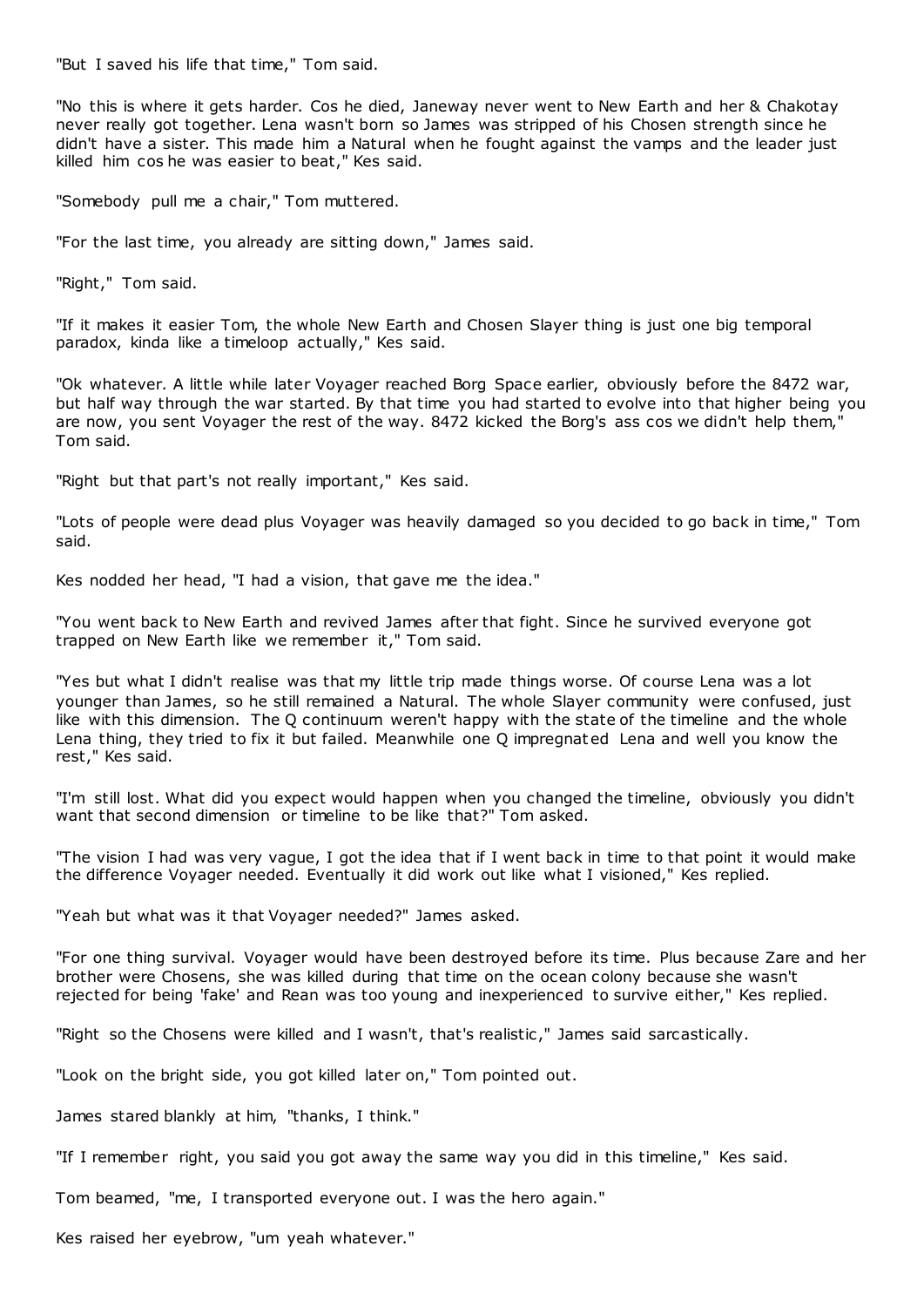"But I saved his life that time," Tom said.

"No this is where it gets harder. Cos he died, Janeway never went to New Earth and her & Chakotay never really got together. Lena wasn't born so James was stripped of his Chosen strength since he didn't have a sister. This made him a Natural when he fought against the vamps and the leader just killed him cos he was easier to beat," Kes said.

"Somebody pull me a chair," Tom muttered.

"For the last time, you already are sitting down," James said.

"Right," Tom said.

"If it makes it easier Tom, the whole New Earth and Chosen Slayer thing is just one big temporal paradox, kinda like a timeloop actually," Kes said.

"Ok whatever. A little while later Voyager reached Borg Space earlier, obviously before the 8472 war, but half way through the war started. By that time you had started to evolve into that higher being you are now, you sent Voyager the rest of the way. 8472 kicked the Borg's ass cos we didn't help them," Tom said.

"Right but that part's not really important," Kes said.

"Lots of people were dead plus Voyager was heavily damaged so you decided to go back in time," Tom said.

Kes nodded her head, "I had a vision, that gave me the idea."

"You went back to New Earth and revived James after that fight. Since he survived everyone got trapped on New Earth like we remember it," Tom said.

"Yes but what I didn't realise was that my little trip made things worse. Of course Lena was a lot younger than James, so he still remained a Natural. The whole Slayer community were confused, just like with this dimension. The Q continuum weren't happy with the state of the timeline and the whole Lena thing, they tried to fix it but failed. Meanwhile one Q impregnated Lena and well you know the rest," Kes said.

"I'm still lost. What did you expect would happen when you changed the timeline, obviously you didn't want that second dimension or timeline to be like that?" Tom asked.

"The vision I had was very vague, I got the idea that if I went back in time to that point it would make the difference Voyager needed. Eventually it did work out like what I visioned," Kes replied.

"Yeah but what was it that Voyager needed?" James asked.

"For one thing survival. Voyager would have been destroyed before its time. Plus because Zare and her brother were Chosens, she was killed during that time on the ocean colony because she wasn't rejected for being 'fake' and Rean was too young and inexperienced to survive either," Kes replied.

"Right so the Chosens were killed and I wasn't, that's realistic," James said sarcastically.

"Look on the bright side, you got killed later on," Tom pointed out.

James stared blankly at him, "thanks, I think."

"If I remember right, you said you got away the same way you did in this timeline," Kes said.

Tom beamed, "me, I transported everyone out. I was the hero again."

Kes raised her eyebrow, "um yeah whatever."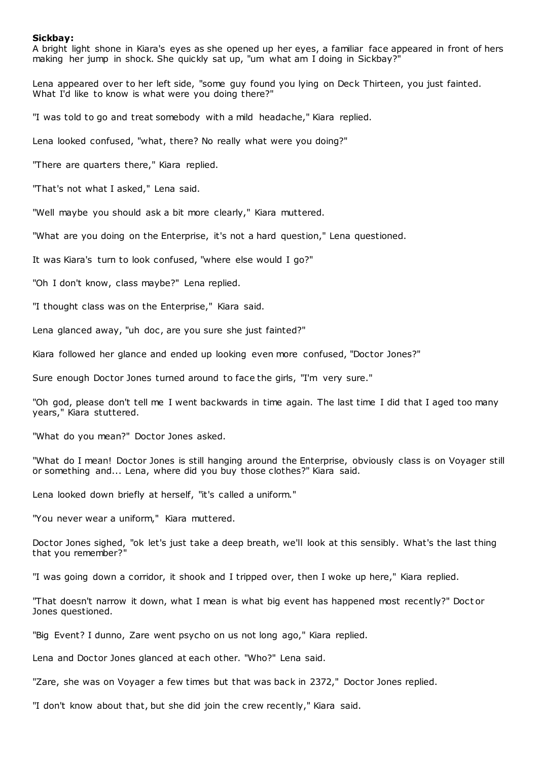**Sickbay:**

A bright light shone in Kiara's eyes as she opened up her eyes, a familiar face appeared in front of hers making her jump in shock. She quickly sat up, "um what am I doing in Sickbay?"

Lena appeared over to her left side, "some guy found you lying on Deck Thirteen, you just fainted. What I'd like to know is what were you doing there?"

"I was told to go and treat somebody with a mild headache," Kiara replied.

Lena looked confused, "what, there? No really what were you doing?"

"There are quarters there," Kiara replied.

"That's not what I asked," Lena said.

"Well maybe you should ask a bit more clearly," Kiara muttered.

"What are you doing on the Enterprise, it's not a hard question," Lena questioned.

It was Kiara's turn to look confused, "where else would I go?"

"Oh I don't know, class maybe?" Lena replied.

"I thought class was on the Enterprise," Kiara said.

Lena glanced away, "uh doc, are you sure she just fainted?"

Kiara followed her glance and ended up looking even more confused, "Doctor Jones?"

Sure enough Doctor Jones turned around to face the girls, "I'm very sure."

"Oh god, please don't tell me I went backwards in time again. The last time I did that I aged too many years," Kiara stuttered.

"What do you mean?" Doctor Jones asked.

"What do I mean! Doctor Jones is still hanging around the Enterprise, obviously class is on Voyager still or something and... Lena, where did you buy those clothes?" Kiara said.

Lena looked down briefly at herself, "it's called a uniform."

"You never wear a uniform," Kiara muttered.

Doctor Jones sighed, "ok let's just take a deep breath, we'll look at this sensibly. What's the last thing that you remember?"

"I was going down a corridor, it shook and I tripped over, then I woke up here," Kiara replied.

"That doesn't narrow it down, what I mean is what big event has happened most recently?" Doctor Jones questioned.

"Big Event? I dunno, Zare went psycho on us not long ago," Kiara replied.

Lena and Doctor Jones glanced at each other. "Who?" Lena said.

"Zare, she was on Voyager a few times but that was back in 2372," Doctor Jones replied.

"I don't know about that, but she did join the crew recently," Kiara said.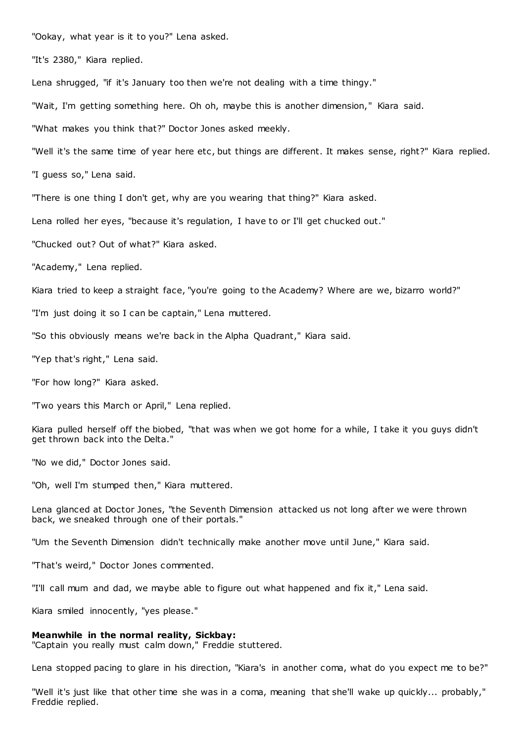"Ookay, what year is it to you?" Lena asked.

"It's 2380," Kiara replied.

Lena shrugged, "if it's January too then we're not dealing with a time thingy."

"Wait, I'm getting something here. Oh oh, maybe this is another dimension," Kiara said.

"What makes you think that?" Doctor Jones asked meekly.

"Well it's the same time of year here etc, but things are different. It makes sense, right?" Kiara replied.

"I guess so," Lena said.

"There is one thing I don't get, why are you wearing that thing?" Kiara asked.

Lena rolled her eyes, "because it's regulation, I have to or I'll get chucked out."

"Chucked out? Out of what?" Kiara asked.

"Academy," Lena replied.

Kiara tried to keep a straight face, "you're going to the Academy? Where are we, bizarro world?"

"I'm just doing it so I can be captain," Lena muttered.

"So this obviously means we're back in the Alpha Quadrant," Kiara said.

"Yep that's right," Lena said.

"For how long?" Kiara asked.

"Two years this March or April," Lena replied.

Kiara pulled herself off the biobed, "that was when we got home for a while, I take it you guys didn't get thrown back into the Delta."

"No we did," Doctor Jones said.

"Oh, well I'm stumped then," Kiara muttered.

Lena glanced at Doctor Jones, "the Seventh Dimension attacked us not long after we were thrown back, we sneaked through one of their portals."

"Um the Seventh Dimension didn't technically make another move until June," Kiara said.

"That's weird," Doctor Jones commented.

"I'll call mum and dad, we maybe able to figure out what happened and fix it," Lena said.

Kiara smiled innocently, "yes please."

**Meanwhile in the normal reality, Sickbay:**
"Captain you really must calm down," Freddie stuttered.

Lena stopped pacing to glare in his direction, "Kiara's in another coma, what do you expect me to be?"

"Well it's just like that other time she was in a coma, meaning that she'll wake up quickly... probably," Freddie replied.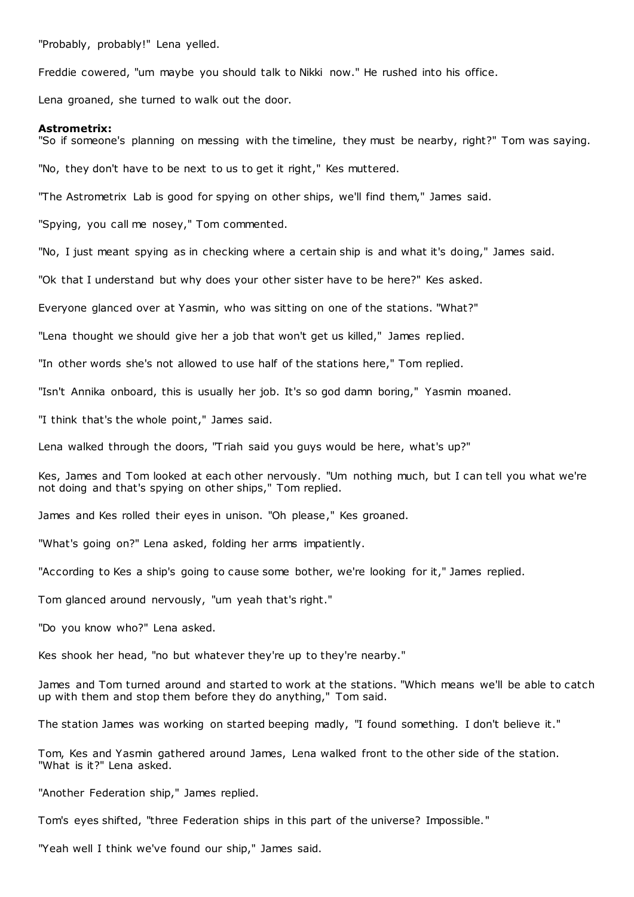"Probably, probably!" Lena yelled.

Freddie cowered, "um maybe you should talk to Nikki now." He rushed into his office.

Lena groaned, she turned to walk out the door.

**Astrometrix:**
"So if someone's planning on messing with the timeline, they must be nearby, right?" Tom was saying.

"No, they don't have to be next to us to get it right," Kes muttered.

"The Astrometrix Lab is good for spying on other ships, we'll find them," James said.

"Spying, you call me nosey," Tom commented.

"No, I just meant spying as in checking where a certain ship is and what it's doing," James said.

"Ok that I understand but why does your other sister have to be here?" Kes asked.

Everyone glanced over at Yasmin, who was sitting on one of the stations. "What?"

"Lena thought we should give her a job that won't get us killed," James replied.

"In other words she's not allowed to use half of the stations here," Tom replied.

"Isn't Annika onboard, this is usually her job. It's so god damn boring," Yasmin moaned.

"I think that's the whole point," James said.

Lena walked through the doors, "Triah said you guys would be here, what's up?"

Kes, James and Tom looked at each other nervously. "Um nothing much, but I can tell you what we're not doing and that's spying on other ships," Tom replied.

James and Kes rolled their eyes in unison. "Oh please," Kes groaned.

"What's going on?" Lena asked, folding her arms impatiently.

"According to Kes a ship's going to cause some bother, we're looking for it," James replied.

Tom glanced around nervously, "um yeah that's right."

"Do you know who?" Lena asked.

Kes shook her head, "no but whatever they're up to they're nearby."

James and Tom turned around and started to work at the stations. "Which means we'll be able to catch up with them and stop them before they do anything," Tom said.

The station James was working on started beeping madly, "I found something. I don't believe it."

Tom, Kes and Yasmin gathered around James, Lena walked front to the other side of the station. "What is it?" Lena asked.

"Another Federation ship," James replied.

Tom's eyes shifted, "three Federation ships in this part of the universe? Impossible."

"Yeah well I think we've found our ship," James said.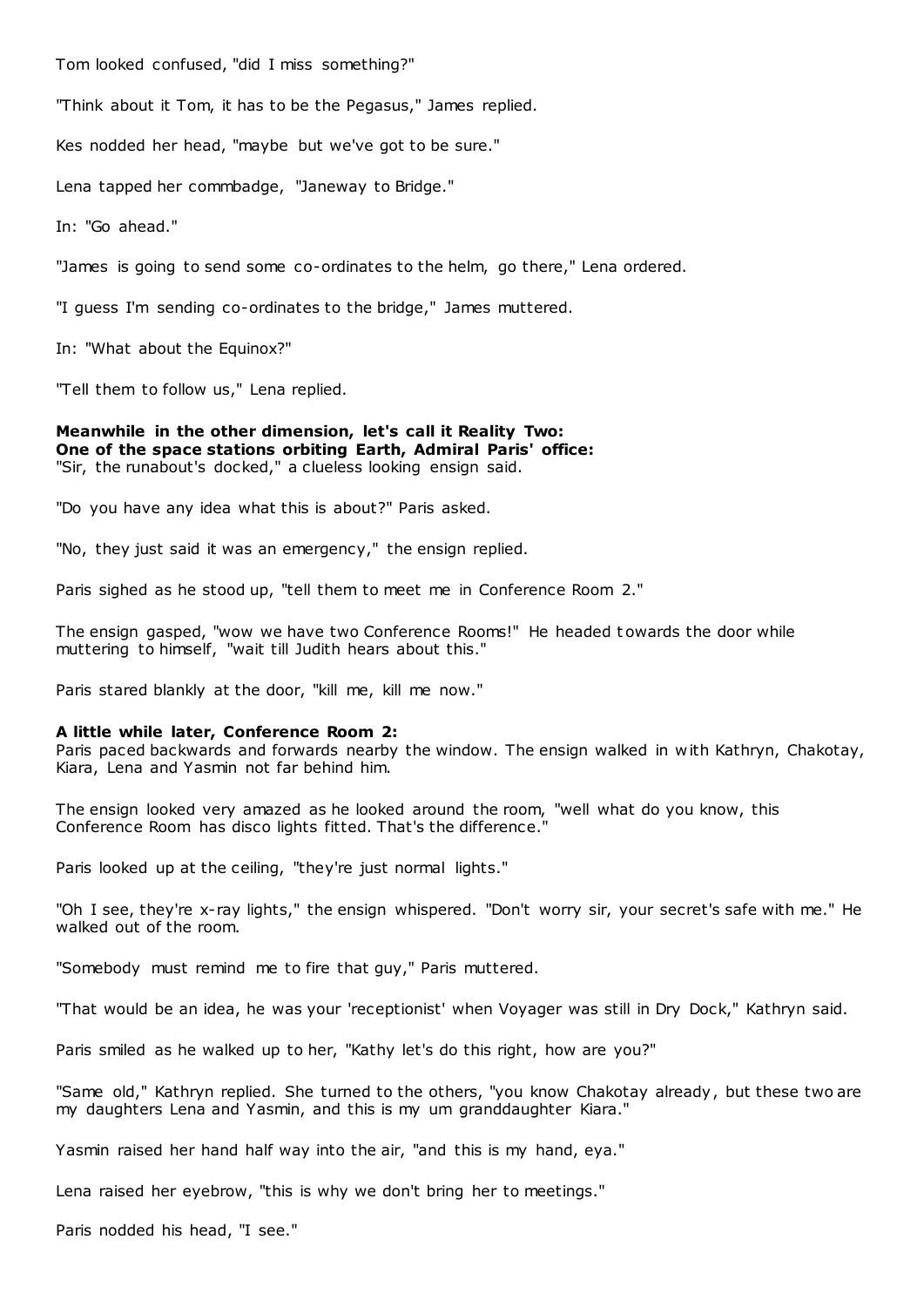Tom looked confused, "did I miss something?"

"Think about it Tom, it has to be the Pegasus," James replied.

Kes nodded her head, "maybe but we've got to be sure."

Lena tapped her commbadge, "Janeway to Bridge."

In: "Go ahead."

"James is going to send some co-ordinates to the helm, go there," Lena ordered.

"I guess I'm sending co-ordinates to the bridge," James muttered.

In: "What about the Equinox?"

"Tell them to follow us," Lena replied.

**Meanwhile in the other dimension, let's call it Reality Two:**
**One of the space stations orbiting Earth, Admiral Paris' office:**
"Sir, the runabout's docked," a clueless looking ensign said.

"Do you have any idea what this is about?" Paris asked.

"No, they just said it was an emergency," the ensign replied.

Paris sighed as he stood up, "tell them to meet me in Conference Room 2."

The ensign gasped, "wow we have two Conference Rooms!" He headed towards the door while muttering to himself, "wait till Judith hears about this."

Paris stared blankly at the door, "kill me, kill me now."

**A little while later, Conference Room 2:**
Paris paced backwards and forwards nearby the window. The ensign walked in with Kathryn, Chakotay, Kiara, Lena and Yasmin not far behind him.

The ensign looked very amazed as he looked around the room, "well what do you know, this Conference Room has disco lights fitted. That's the difference."

Paris looked up at the ceiling, "they're just normal lights."

"Oh I see, they're x-ray lights," the ensign whispered. "Don't worry sir, your secret's safe with me." He walked out of the room.

"Somebody must remind me to fire that guy," Paris muttered.

"That would be an idea, he was your 'receptionist' when Voyager was still in Dry Dock," Kathryn said.

Paris smiled as he walked up to her, "Kathy let's do this right, how are you?"

"Same old," Kathryn replied. She turned to the others, "you know Chakotay already, but these two are my daughters Lena and Yasmin, and this is my um granddaughter Kiara."

Yasmin raised her hand half way into the air, "and this is my hand, eya."

Lena raised her eyebrow, "this is why we don't bring her to meetings."

Paris nodded his head, "I see."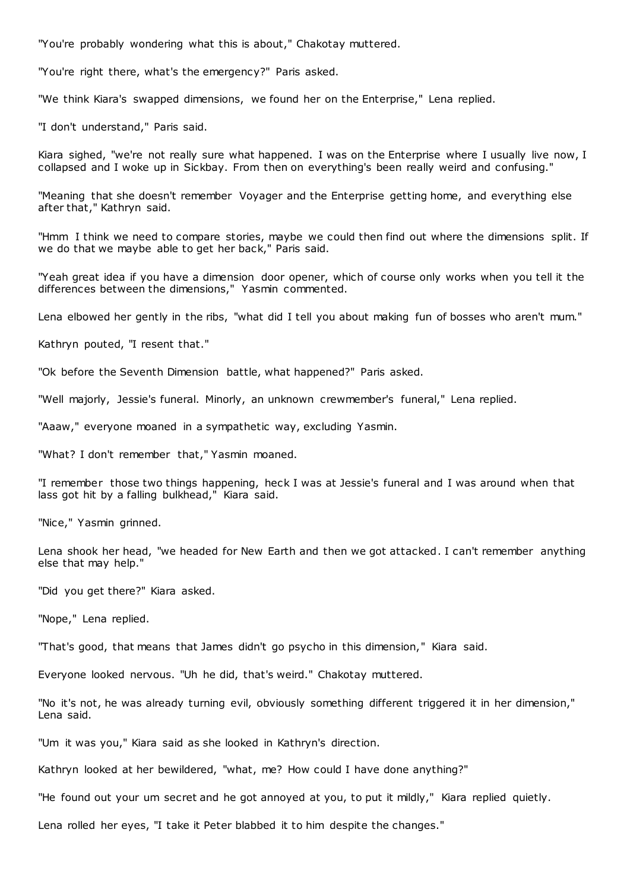"You're probably wondering what this is about," Chakotay muttered.

"You're right there, what's the emergency?" Paris asked.

"We think Kiara's swapped dimensions, we found her on the Enterprise," Lena replied.

"I don't understand," Paris said.

Kiara sighed, "we're not really sure what happened. I was on the Enterprise where I usually live now, I collapsed and I woke up in Sickbay. From then on everything's been really weird and confusing."

"Meaning that she doesn't remember Voyager and the Enterprise getting home, and everything else after that," Kathryn said.

"Hmm I think we need to compare stories, maybe we could then find out where the dimensions split. If we do that we maybe able to get her back," Paris said.

"Yeah great idea if you have a dimension door opener, which of course only works when you tell it the differences between the dimensions," Yasmin commented.

Lena elbowed her gently in the ribs, "what did I tell you about making fun of bosses who aren't mum."

Kathryn pouted, "I resent that."

"Ok before the Seventh Dimension battle, what happened?" Paris asked.

"Well majorly, Jessie's funeral. Minorly, an unknown crewmember's funeral," Lena replied.

"Aaaw," everyone moaned in a sympathetic way, excluding Yasmin.

"What? I don't remember that," Yasmin moaned.

"I remember those two things happening, heck I was at Jessie's funeral and I was around when that lass got hit by a falling bulkhead," Kiara said.

"Nice," Yasmin grinned.

Lena shook her head, "we headed for New Earth and then we got attacked. I can't remember anything else that may help."

"Did you get there?" Kiara asked.

"Nope," Lena replied.

"That's good, that means that James didn't go psycho in this dimension," Kiara said.

Everyone looked nervous. "Uh he did, that's weird." Chakotay muttered.

"No it's not, he was already turning evil, obviously something different triggered it in her dimension," Lena said.

"Um it was you," Kiara said as she looked in Kathryn's direction.

Kathryn looked at her bewildered, "what, me? How could I have done anything?"

"He found out your um secret and he got annoyed at you, to put it mildly," Kiara replied quietly.

Lena rolled her eyes, "I take it Peter blabbed it to him despite the changes."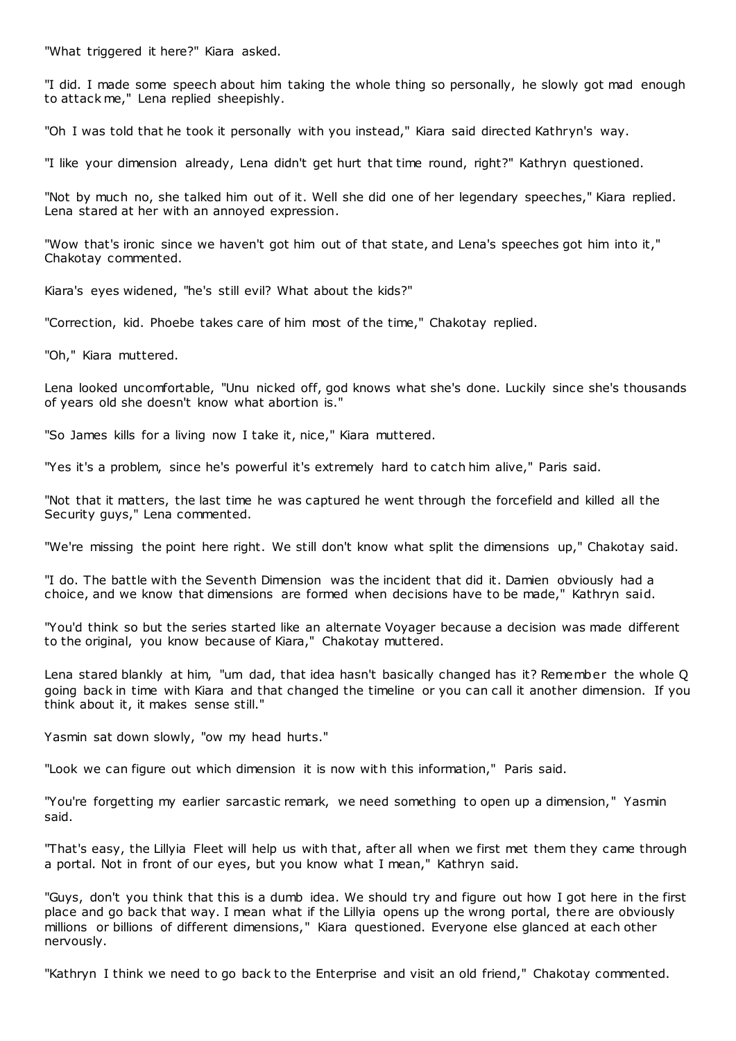"What triggered it here?" Kiara asked.

"I did. I made some speech about him taking the whole thing so personally, he slowly got mad enough to attack me," Lena replied sheepishly.

"Oh I was told that he took it personally with you instead," Kiara said directed Kathryn's way.

"I like your dimension already, Lena didn't get hurt that time round, right?" Kathryn questioned.

"Not by much no, she talked him out of it. Well she did one of her legendary speeches," Kiara replied. Lena stared at her with an annoyed expression.

"Wow that's ironic since we haven't got him out of that state, and Lena's speeches got him into it," Chakotay commented.

Kiara's eyes widened, "he's still evil? What about the kids?"

"Correction, kid. Phoebe takes care of him most of the time," Chakotay replied.

"Oh," Kiara muttered.

Lena looked uncomfortable, "Unu nicked off, god knows what she's done. Luckily since she's thousands of years old she doesn't know what abortion is."

"So James kills for a living now I take it, nice," Kiara muttered.

"Yes it's a problem, since he's powerful it's extremely hard to catch him alive," Paris said.

"Not that it matters, the last time he was captured he went through the forcefield and killed all the Security guys," Lena commented.

"We're missing the point here right. We still don't know what split the dimensions up," Chakotay said.

"I do. The battle with the Seventh Dimension was the incident that did it. Damien obviously had a choice, and we know that dimensions are formed when decisions have to be made," Kathryn said.

"You'd think so but the series started like an alternate Voyager because a decision was made different to the original, you know because of Kiara," Chakotay muttered.

Lena stared blankly at him, "um dad, that idea hasn't basically changed has it? Remember the whole Q going back in time with Kiara and that changed the timeline or you can call it another dimension. If you think about it, it makes sense still."

Yasmin sat down slowly, "ow my head hurts."

"Look we can figure out which dimension it is now with this information," Paris said.

"You're forgetting my earlier sarcastic remark, we need something to open up a dimension," Yasmin said.

"That's easy, the Lillyia Fleet will help us with that, after all when we first met them they came through a portal. Not in front of our eyes, but you know what I mean," Kathryn said.

"Guys, don't you think that this is a dumb idea. We should try and figure out how I got here in the first place and go back that way. I mean what if the Lillyia opens up the wrong portal, there are obviously millions or billions of different dimensions," Kiara questioned. Everyone else glanced at each other nervously.

"Kathryn I think we need to go back to the Enterprise and visit an old friend," Chakotay commented.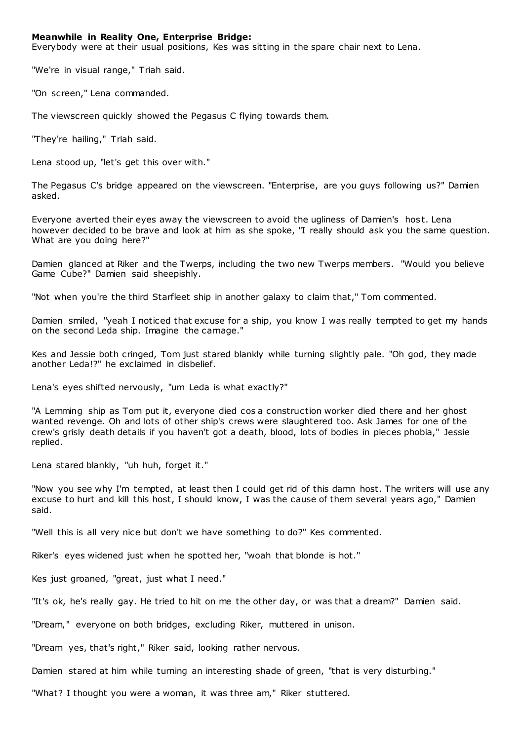**Meanwhile in Reality One, Enterprise Bridge:**
Everybody were at their usual positions, Kes was sitting in the spare chair next to Lena.

"We're in visual range," Triah said.

"On screen," Lena commanded.

The viewscreen quickly showed the Pegasus C flying towards them.

"They're hailing," Triah said.

Lena stood up, "let's get this over with."

The Pegasus C's bridge appeared on the viewscreen. "Enterprise, are you guys following us?" Damien asked.

Everyone averted their eyes away the viewscreen to avoid the ugliness of Damien's host. Lena however decided to be brave and look at him as she spoke, "I really should ask you the same question. What are you doing here?"

Damien glanced at Riker and the Twerps, including the two new Twerps members. "Would you believe Game Cube?" Damien said sheepishly.

"Not when you're the third Starfleet ship in another galaxy to claim that," Tom commented.

Damien smiled, "yeah I noticed that excuse for a ship, you know I was really tempted to get my hands on the second Leda ship. Imagine the carnage."

Kes and Jessie both cringed, Tom just stared blankly while turning slightly pale. "Oh god, they made another Leda!?" he exclaimed in disbelief.

Lena's eyes shifted nervously, "um Leda is what exactly?"

"A Lemming ship as Tom put it, everyone died cos a construction worker died there and her ghost wanted revenge. Oh and lots of other ship's crews were slaughtered too. Ask James for one of the crew's grisly death details if you haven't got a death, blood, lots of bodies in pieces phobia," Jessie replied.

Lena stared blankly, "uh huh, forget it."

"Now you see why I'm tempted, at least then I could get rid of this damn host. The writers will use any excuse to hurt and kill this host, I should know, I was the cause of them several years ago," Damien said.

"Well this is all very nice but don't we have something to do?" Kes commented.

Riker's eyes widened just when he spotted her, "woah that blonde is hot."

Kes just groaned, "great, just what I need."

"It's ok, he's really gay. He tried to hit on me the other day, or was that a dream?" Damien said.

"Dream," everyone on both bridges, excluding Riker, muttered in unison.

"Dream yes, that's right," Riker said, looking rather nervous.

Damien stared at him while turning an interesting shade of green, "that is very disturbing."

"What? I thought you were a woman, it was three am," Riker stuttered.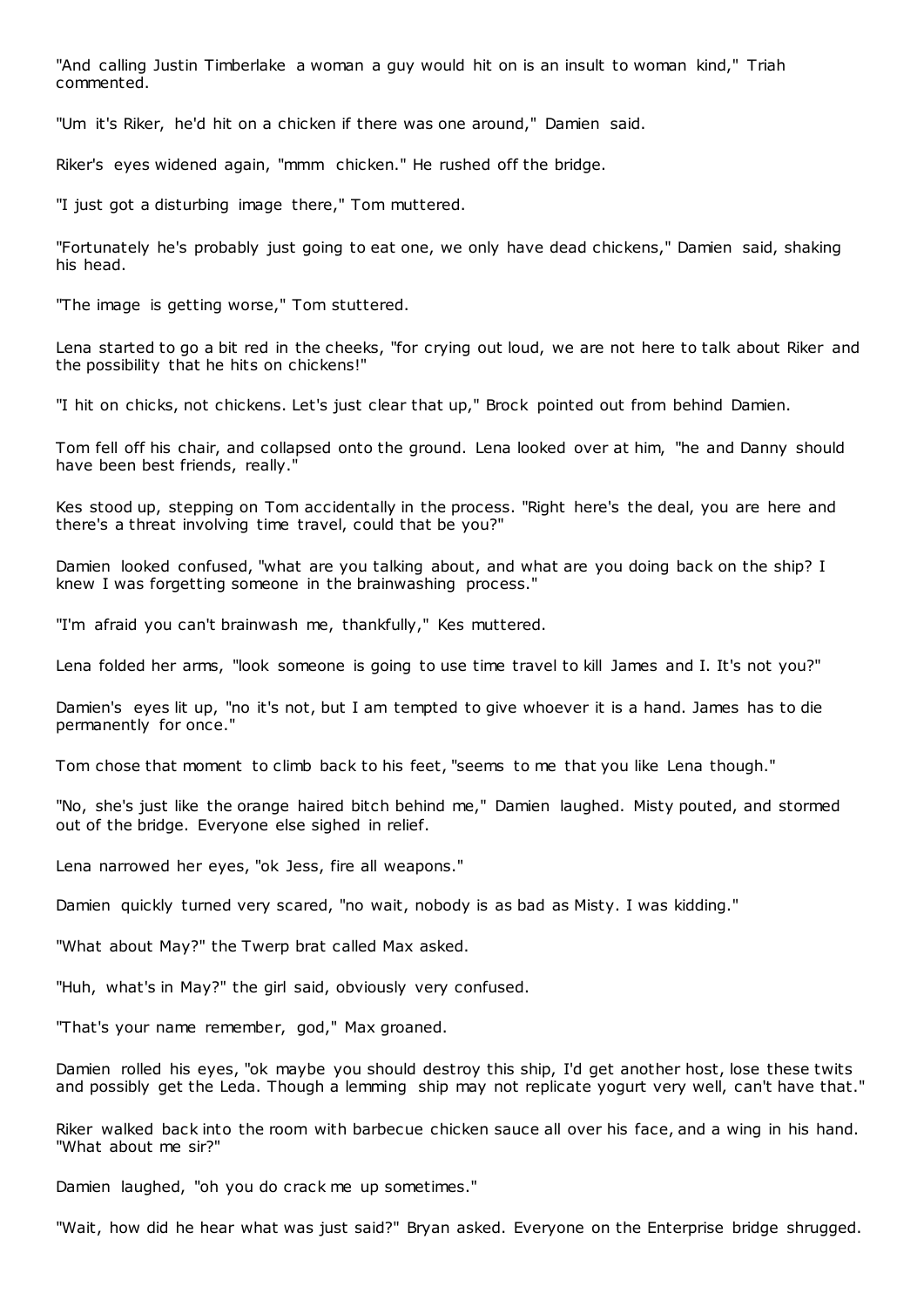"And calling Justin Timberlake a woman a guy would hit on is an insult to woman kind," Triah commented.

"Um it's Riker, he'd hit on a chicken if there was one around," Damien said.

Riker's eyes widened again, "mmm chicken." He rushed off the bridge.

"I just got a disturbing image there," Tom muttered.

"Fortunately he's probably just going to eat one, we only have dead chickens," Damien said, shaking his head.

"The image is getting worse," Tom stuttered.

Lena started to go a bit red in the cheeks, "for crying out loud, we are not here to talk about Riker and the possibility that he hits on chickens!"

"I hit on chicks, not chickens. Let's just clear that up," Brock pointed out from behind Damien.

Tom fell off his chair, and collapsed onto the ground. Lena looked over at him, "he and Danny should have been best friends, really."

Kes stood up, stepping on Tom accidentally in the process. "Right here's the deal, you are here and there's a threat involving time travel, could that be you?"

Damien looked confused, "what are you talking about, and what are you doing back on the ship? I knew I was forgetting someone in the brainwashing process."

"I'm afraid you can't brainwash me, thankfully," Kes muttered.

Lena folded her arms, "look someone is going to use time travel to kill James and I. It's not you?"

Damien's eyes lit up, "no it's not, but I am tempted to give whoever it is a hand. James has to die permanently for once."

Tom chose that moment to climb back to his feet, "seems to me that you like Lena though."

"No, she's just like the orange haired bitch behind me," Damien laughed. Misty pouted, and stormed out of the bridge. Everyone else sighed in relief.

Lena narrowed her eyes, "ok Jess, fire all weapons."

Damien quickly turned very scared, "no wait, nobody is as bad as Misty. I was kidding."

"What about May?" the Twerp brat called Max asked.

"Huh, what's in May?" the girl said, obviously very confused.

"That's your name remember, god," Max groaned.

Damien rolled his eyes, "ok maybe you should destroy this ship, I'd get another host, lose these twits and possibly get the Leda. Though a lemming ship may not replicate yogurt very well, can't have that."

Riker walked back into the room with barbecue chicken sauce all over his face, and a wing in his hand. "What about me sir?"

Damien laughed, "oh you do crack me up sometimes."

"Wait, how did he hear what was just said?" Bryan asked. Everyone on the Enterprise bridge shrugged.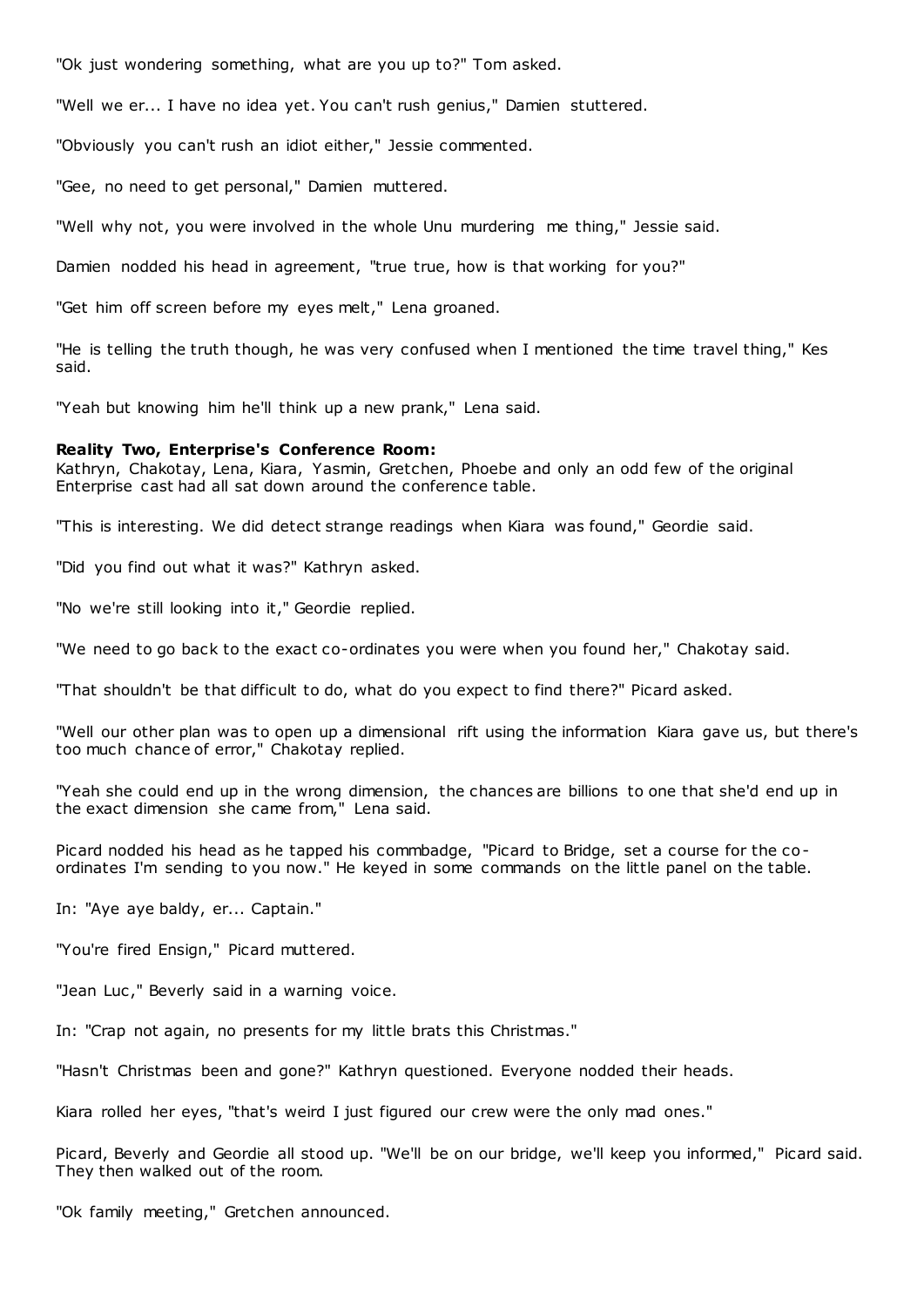"Ok just wondering something, what are you up to?" Tom asked.

"Well we er... I have no idea yet. You can't rush genius," Damien stuttered.

"Obviously you can't rush an idiot either," Jessie commented.

"Gee, no need to get personal," Damien muttered.

"Well why not, you were involved in the whole Unu murdering me thing," Jessie said.

Damien nodded his head in agreement, "true true, how is that working for you?"

"Get him off screen before my eyes melt," Lena groaned.

"He is telling the truth though, he was very confused when I mentioned the time travel thing," Kes said.

"Yeah but knowing him he'll think up a new prank," Lena said.

**Reality Two, Enterprise's Conference Room:**
Kathryn, Chakotay, Lena, Kiara, Yasmin, Gretchen, Phoebe and only an odd few of the original Enterprise cast had all sat down around the conference table.

"This is interesting. We did detect strange readings when Kiara was found," Geordie said.

"Did you find out what it was?" Kathryn asked.

"No we're still looking into it," Geordie replied.

"We need to go back to the exact co-ordinates you were when you found her," Chakotay said.

"That shouldn't be that difficult to do, what do you expect to find there?" Picard asked.

"Well our other plan was to open up a dimensional rift using the information Kiara gave us, but there's too much chance of error," Chakotay replied.

"Yeah she could end up in the wrong dimension, the chances are billions to one that she'd end up in the exact dimension she came from," Lena said.

Picard nodded his head as he tapped his commbadge, "Picard to Bridge, set a course for the co-ordinates I'm sending to you now." He keyed in some commands on the little panel on the table.

In: "Aye aye baldy, er... Captain."

"You're fired Ensign," Picard muttered.

"Jean Luc," Beverly said in a warning voice.

In: "Crap not again, no presents for my little brats this Christmas."

"Hasn't Christmas been and gone?" Kathryn questioned. Everyone nodded their heads.

Kiara rolled her eyes, "that's weird I just figured our crew were the only mad ones."

Picard, Beverly and Geordie all stood up. "We'll be on our bridge, we'll keep you informed," Picard said. They then walked out of the room.

"Ok family meeting," Gretchen announced.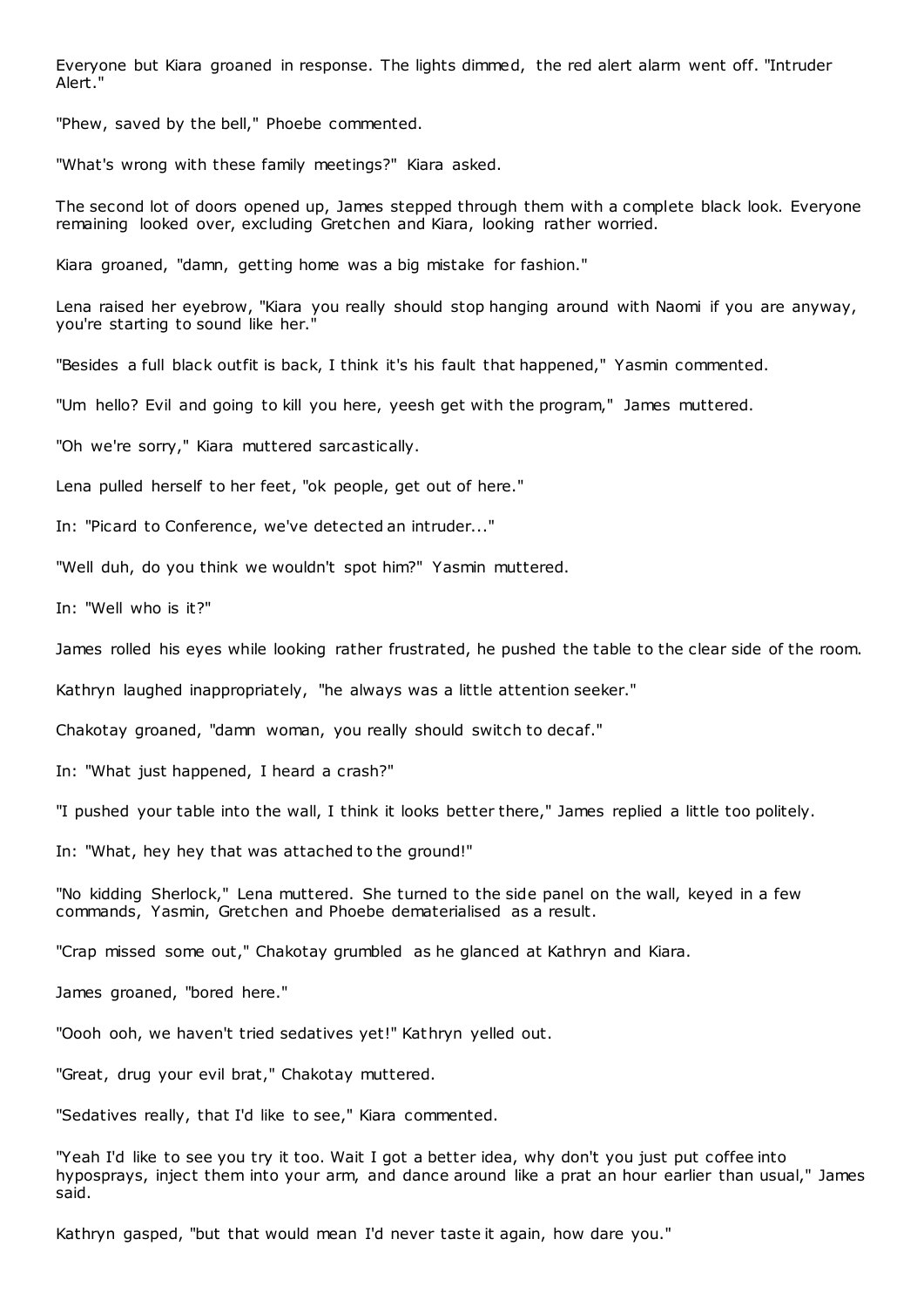Everyone but Kiara groaned in response. The lights dimmed, the red alert alarm went off. "Intruder Alert."

"Phew, saved by the bell," Phoebe commented.

"What's wrong with these family meetings?" Kiara asked.

The second lot of doors opened up, James stepped through them with a complete black look. Everyone remaining looked over, excluding Gretchen and Kiara, looking rather worried.

Kiara groaned, "damn, getting home was a big mistake for fashion."

Lena raised her eyebrow, "Kiara you really should stop hanging around with Naomi if you are anyway, you're starting to sound like her."

"Besides a full black outfit is back, I think it's his fault that happened," Yasmin commented.

"Um hello? Evil and going to kill you here, yeesh get with the program," James muttered.

"Oh we're sorry," Kiara muttered sarcastically.

Lena pulled herself to her feet, "ok people, get out of here."

In: "Picard to Conference, we've detected an intruder..."

"Well duh, do you think we wouldn't spot him?" Yasmin muttered.

In: "Well who is it?"

James rolled his eyes while looking rather frustrated, he pushed the table to the clear side of the room.

Kathryn laughed inappropriately, "he always was a little attention seeker."

Chakotay groaned, "damn woman, you really should switch to decaf."

In: "What just happened, I heard a crash?"

"I pushed your table into the wall, I think it looks better there," James replied a little too politely.

In: "What, hey hey that was attached to the ground!"

"No kidding Sherlock," Lena muttered. She turned to the side panel on the wall, keyed in a few commands, Yasmin, Gretchen and Phoebe dematerialised as a result.

"Crap missed some out," Chakotay grumbled as he glanced at Kathryn and Kiara.

James groaned, "bored here."

"Oooh ooh, we haven't tried sedatives yet!" Kathryn yelled out.

"Great, drug your evil brat," Chakotay muttered.

"Sedatives really, that I'd like to see," Kiara commented.

"Yeah I'd like to see you try it too. Wait I got a better idea, why don't you just put coffee into hyposprays, inject them into your arm, and dance around like a prat an hour earlier than usual," James said.

Kathryn gasped, "but that would mean I'd never taste it again, how dare you."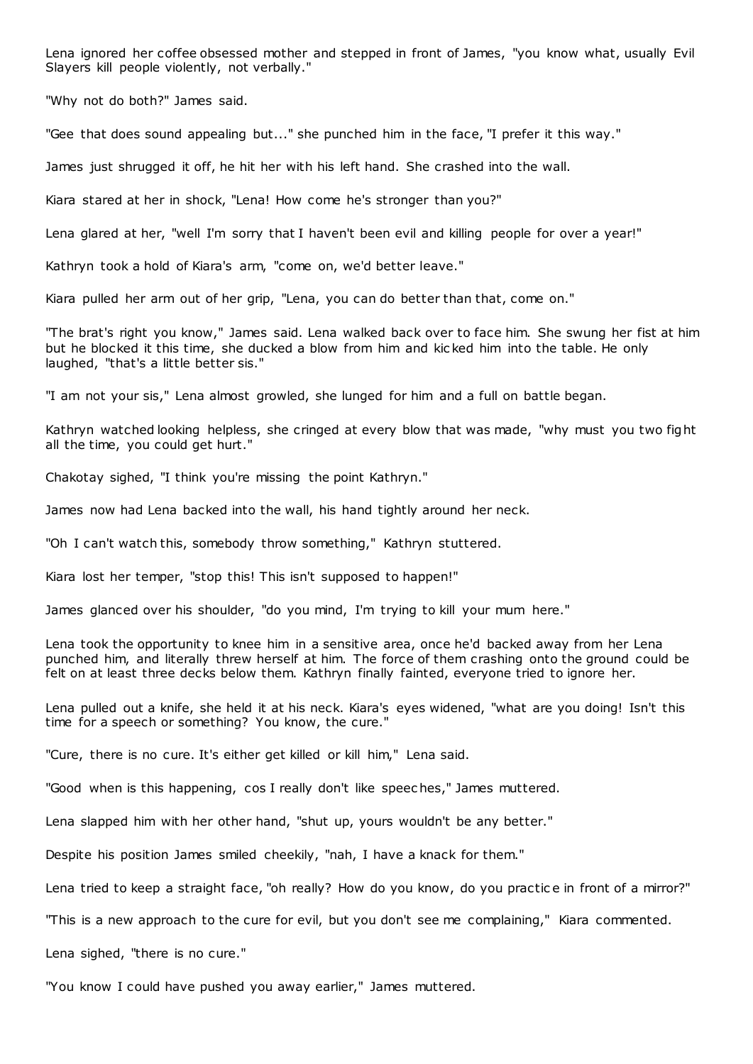Lena ignored her coffee obsessed mother and stepped in front of James, "you know what, usually Evil Slayers kill people violently, not verbally."

"Why not do both?" James said.

"Gee that does sound appealing but..." she punched him in the face, "I prefer it this way."

James just shrugged it off, he hit her with his left hand. She crashed into the wall.

Kiara stared at her in shock, "Lena! How come he's stronger than you?"

Lena glared at her, "well I'm sorry that I haven't been evil and killing people for over a year!"

Kathryn took a hold of Kiara's arm, "come on, we'd better leave."

Kiara pulled her arm out of her grip, "Lena, you can do better than that, come on."

"The brat's right you know," James said. Lena walked back over to face him. She swung her fist at him but he blocked it this time, she ducked a blow from him and kicked him into the table. He only laughed, "that's a little better sis."

"I am not your sis," Lena almost growled, she lunged for him and a full on battle began.

Kathryn watched looking helpless, she cringed at every blow that was made, "why must you two fight all the time, you could get hurt."

Chakotay sighed, "I think you're missing the point Kathryn."

James now had Lena backed into the wall, his hand tightly around her neck.

"Oh I can't watch this, somebody throw something," Kathryn stuttered.

Kiara lost her temper, "stop this! This isn't supposed to happen!"

James glanced over his shoulder, "do you mind, I'm trying to kill your mum here."

Lena took the opportunity to knee him in a sensitive area, once he'd backed away from her Lena punched him, and literally threw herself at him. The force of them crashing onto the ground could be felt on at least three decks below them. Kathryn finally fainted, everyone tried to ignore her.

Lena pulled out a knife, she held it at his neck. Kiara's eyes widened, "what are you doing! Isn't this time for a speech or something? You know, the cure."

"Cure, there is no cure. It's either get killed or kill him," Lena said.

"Good when is this happening, cos I really don't like speeches," James muttered.

Lena slapped him with her other hand, "shut up, yours wouldn't be any better."

Despite his position James smiled cheekily, "nah, I have a knack for them."

Lena tried to keep a straight face, "oh really? How do you know, do you practice in front of a mirror?"

"This is a new approach to the cure for evil, but you don't see me complaining," Kiara commented.

Lena sighed, "there is no cure."

"You know I could have pushed you away earlier," James muttered.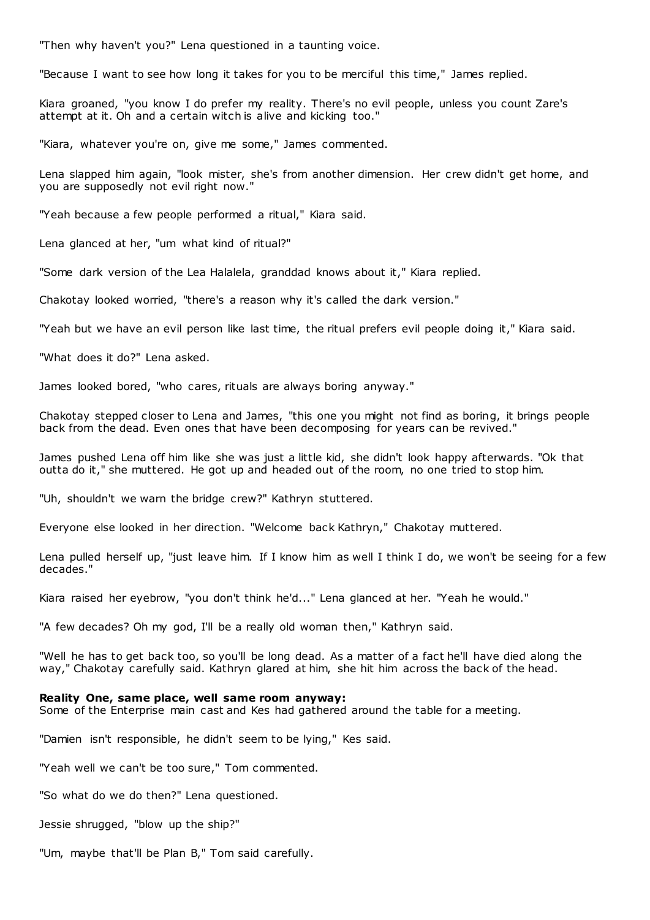"Then why haven't you?" Lena questioned in a taunting voice.

"Because I want to see how long it takes for you to be merciful this time," James replied.

Kiara groaned, "you know I do prefer my reality. There's no evil people, unless you count Zare's attempt at it. Oh and a certain witch is alive and kicking too."

"Kiara, whatever you're on, give me some," James commented.

Lena slapped him again, "look mister, she's from another dimension. Her crew didn't get home, and you are supposedly not evil right now."

"Yeah because a few people performed a ritual," Kiara said.

Lena glanced at her, "um what kind of ritual?"

"Some dark version of the Lea Halalela, granddad knows about it," Kiara replied.

Chakotay looked worried, "there's a reason why it's called the dark version."

"Yeah but we have an evil person like last time, the ritual prefers evil people doing it," Kiara said.

"What does it do?" Lena asked.

James looked bored, "who cares, rituals are always boring anyway."

Chakotay stepped closer to Lena and James, "this one you might not find as boring, it brings people back from the dead. Even ones that have been decomposing for years can be revived."

James pushed Lena off him like she was just a little kid, she didn't look happy afterwards. "Ok that outta do it," she muttered. He got up and headed out of the room, no one tried to stop him.

"Uh, shouldn't we warn the bridge crew?" Kathryn stuttered.

Everyone else looked in her direction. "Welcome back Kathryn," Chakotay muttered.

Lena pulled herself up, "just leave him. If I know him as well I think I do, we won't be seeing for a few decades."

Kiara raised her eyebrow, "you don't think he'd..." Lena glanced at her. "Yeah he would."

"A few decades? Oh my god, I'll be a really old woman then," Kathryn said.

"Well he has to get back too, so you'll be long dead. As a matter of a fact he'll have died along the way," Chakotay carefully said. Kathryn glared at him, she hit him across the back of the head.

**Reality One, same place, well same room anyway:**
Some of the Enterprise main cast and Kes had gathered around the table for a meeting.

"Damien isn't responsible, he didn't seem to be lying," Kes said.

"Yeah well we can't be too sure," Tom commented.

"So what do we do then?" Lena questioned.

Jessie shrugged, "blow up the ship?"

"Um, maybe that'll be Plan B," Tom said carefully.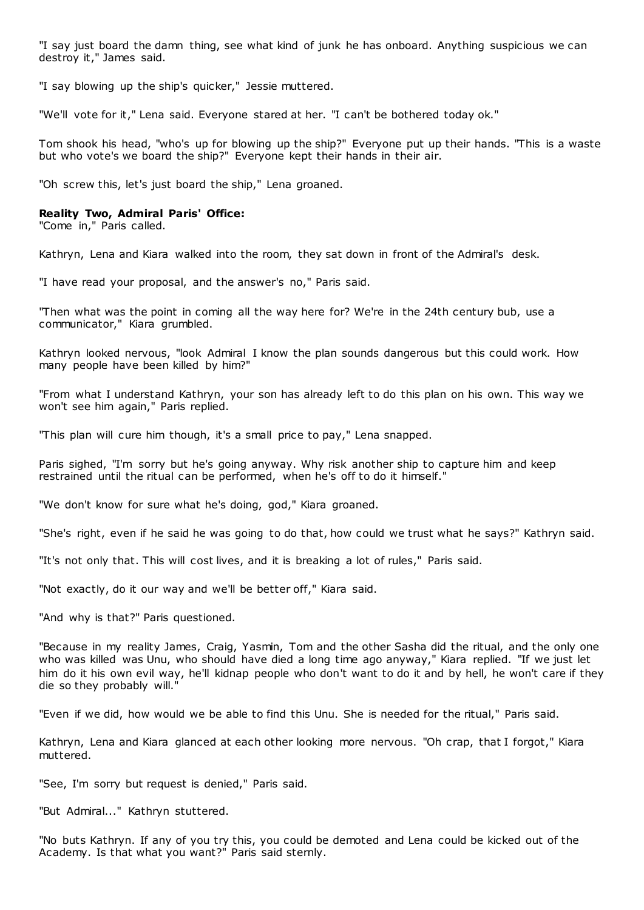"I say just board the damn thing, see what kind of junk he has onboard. Anything suspicious we can destroy it," James said.

"I say blowing up the ship's quicker," Jessie muttered.

"We'll vote for it," Lena said. Everyone stared at her. "I can't be bothered today ok."

Tom shook his head, "who's up for blowing up the ship?" Everyone put up their hands. "This is a waste but who vote's we board the ship?" Everyone kept their hands in their air.

"Oh screw this, let's just board the ship," Lena groaned.

**Reality Two, Admiral Paris' Office:**
"Come in," Paris called.

Kathryn, Lena and Kiara walked into the room, they sat down in front of the Admiral's desk.

"I have read your proposal, and the answer's no," Paris said.

"Then what was the point in coming all the way here for? We're in the 24th century bub, use a communicator," Kiara grumbled.

Kathryn looked nervous, "look Admiral I know the plan sounds dangerous but this could work. How many people have been killed by him?"

"From what I understand Kathryn, your son has already left to do this plan on his own. This way we won't see him again," Paris replied.

"This plan will cure him though, it's a small price to pay," Lena snapped.

Paris sighed, "I'm sorry but he's going anyway. Why risk another ship to capture him and keep restrained until the ritual can be performed, when he's off to do it himself."

"We don't know for sure what he's doing, god," Kiara groaned.

"She's right, even if he said he was going to do that, how could we trust what he says?" Kathryn said.

"It's not only that. This will cost lives, and it is breaking a lot of rules," Paris said.

"Not exactly, do it our way and we'll be better off," Kiara said.

"And why is that?" Paris questioned.

"Because in my reality James, Craig, Yasmin, Tom and the other Sasha did the ritual, and the only one who was killed was Unu, who should have died a long time ago anyway," Kiara replied. "If we just let him do it his own evil way, he'll kidnap people who don't want to do it and by hell, he won't care if they die so they probably will."

"Even if we did, how would we be able to find this Unu. She is needed for the ritual," Paris said.

Kathryn, Lena and Kiara glanced at each other looking more nervous. "Oh crap, that I forgot," Kiara muttered.

"See, I'm sorry but request is denied," Paris said.

"But Admiral..." Kathryn stuttered.

"No buts Kathryn. If any of you try this, you could be demoted and Lena could be kicked out of the Academy. Is that what you want?" Paris said sternly.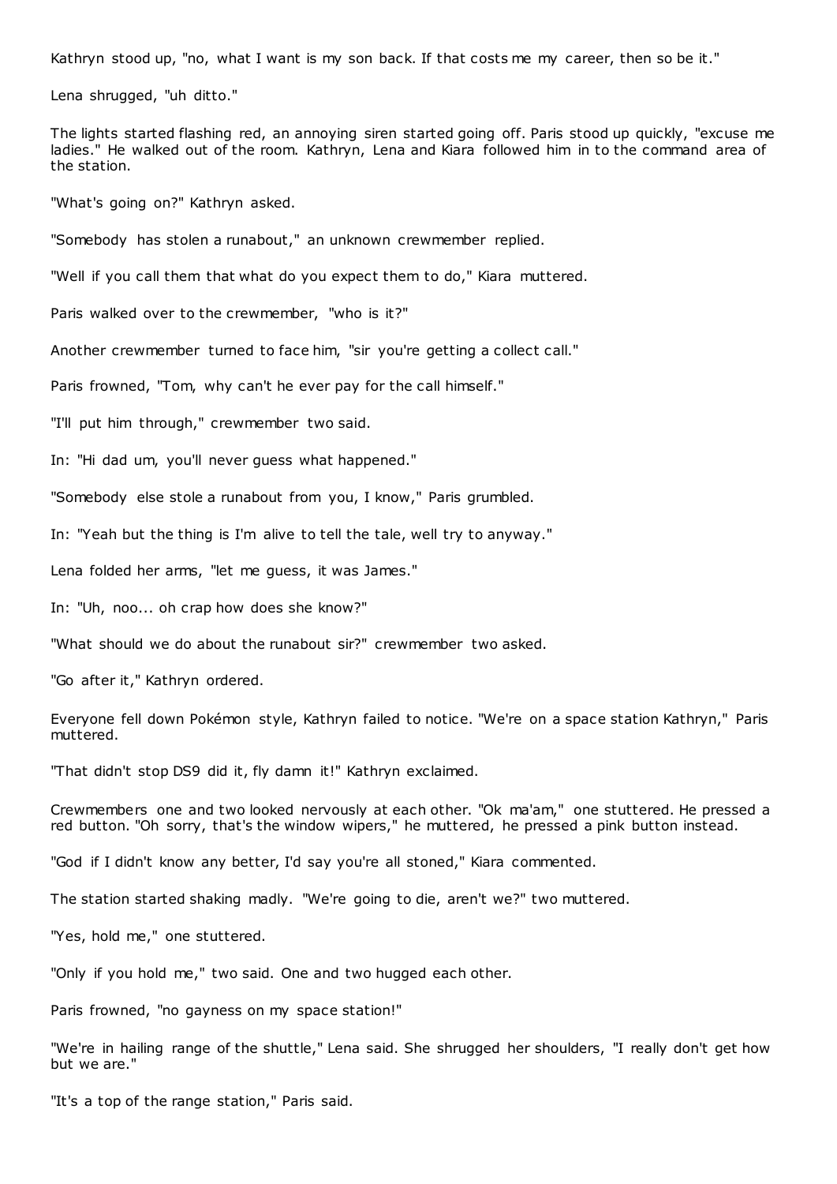Kathryn stood up, "no, what I want is my son back. If that costs me my career, then so be it."

Lena shrugged, "uh ditto."

The lights started flashing red, an annoying siren started going off. Paris stood up quickly, "excuse me ladies." He walked out of the room. Kathryn, Lena and Kiara followed him in to the command area of the station.

"What's going on?" Kathryn asked.

"Somebody has stolen a runabout," an unknown crewmember replied.

"Well if you call them that what do you expect them to do," Kiara muttered.

Paris walked over to the crewmember, "who is it?"

Another crewmember turned to face him, "sir you're getting a collect call."

Paris frowned, "Tom, why can't he ever pay for the call himself."

"I'll put him through," crewmember two said.

In: "Hi dad um, you'll never guess what happened."

"Somebody else stole a runabout from you, I know," Paris grumbled.

In: "Yeah but the thing is I'm alive to tell the tale, well try to anyway."

Lena folded her arms, "let me guess, it was James."

In: "Uh, noo... oh crap how does she know?"

"What should we do about the runabout sir?" crewmember two asked.

"Go after it," Kathryn ordered.

Everyone fell down Pokémon style, Kathryn failed to notice. "We're on a space station Kathryn," Paris muttered.

"That didn't stop DS9 did it, fly damn it!" Kathryn exclaimed.

Crewmembers one and two looked nervously at each other. "Ok ma'am," one stuttered. He pressed a red button. "Oh sorry, that's the window wipers," he muttered, he pressed a pink button instead.

"God if I didn't know any better, I'd say you're all stoned," Kiara commented.

The station started shaking madly. "We're going to die, aren't we?" two muttered.

"Yes, hold me," one stuttered.

"Only if you hold me," two said. One and two hugged each other.

Paris frowned, "no gayness on my space station!"

"We're in hailing range of the shuttle," Lena said. She shrugged her shoulders, "I really don't get how but we are."

"It's a top of the range station," Paris said.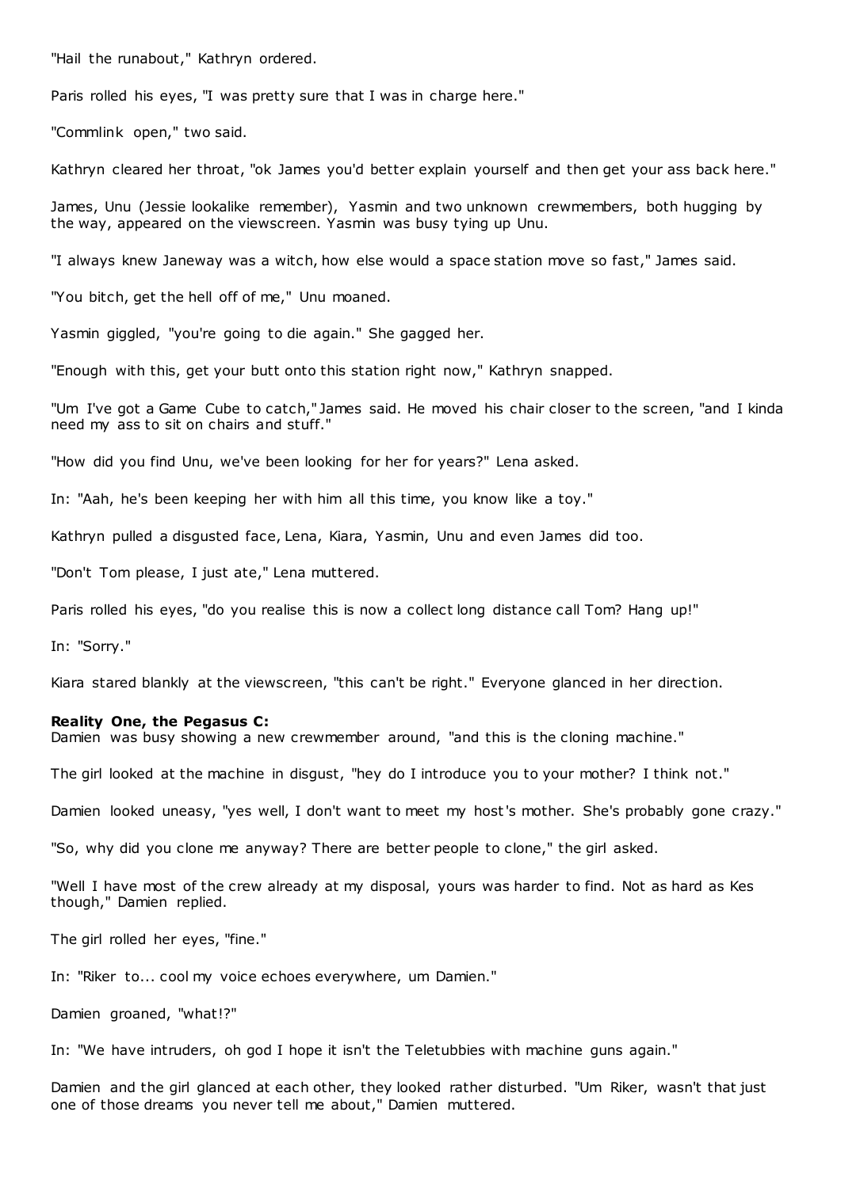"Hail the runabout," Kathryn ordered.

Paris rolled his eyes, "I was pretty sure that I was in charge here."

"Commlink open," two said.

Kathryn cleared her throat, "ok James you'd better explain yourself and then get your ass back here."

James, Unu (Jessie lookalike remember), Yasmin and two unknown crewmembers, both hugging by the way, appeared on the viewscreen. Yasmin was busy tying up Unu.

"I always knew Janeway was a witch, how else would a space station move so fast," James said.

"You bitch, get the hell off of me," Unu moaned.

Yasmin giggled, "you're going to die again." She gagged her.

"Enough with this, get your butt onto this station right now," Kathryn snapped.

"Um I've got a Game Cube to catch," James said. He moved his chair closer to the screen, "and I kinda need my ass to sit on chairs and stuff."

"How did you find Unu, we've been looking for her for years?" Lena asked.

In: "Aah, he's been keeping her with him all this time, you know like a toy."

Kathryn pulled a disgusted face, Lena, Kiara, Yasmin, Unu and even James did too.

"Don't Tom please, I just ate," Lena muttered.

Paris rolled his eyes, "do you realise this is now a collect long distance call Tom? Hang up!"

In: "Sorry."

Kiara stared blankly at the viewscreen, "this can't be right." Everyone glanced in her direction.

**Reality One, the Pegasus C:**
Damien was busy showing a new crewmember around, "and this is the cloning machine."

The girl looked at the machine in disgust, "hey do I introduce you to your mother? I think not."

Damien looked uneasy, "yes well, I don't want to meet my host's mother. She's probably gone crazy."

"So, why did you clone me anyway? There are better people to clone," the girl asked.

"Well I have most of the crew already at my disposal, yours was harder to find. Not as hard as Kes though," Damien replied.

The girl rolled her eyes, "fine."

In: "Riker to... cool my voice echoes everywhere, um Damien."

Damien groaned, "what!?"

In: "We have intruders, oh god I hope it isn't the Teletubbies with machine guns again."

Damien and the girl glanced at each other, they looked rather disturbed. "Um Riker, wasn't that just one of those dreams you never tell me about," Damien muttered.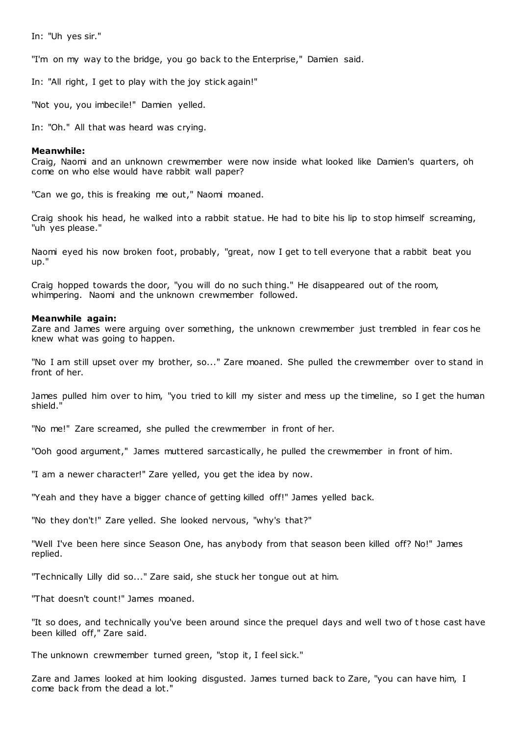In: "Uh yes sir."

"I'm on my way to the bridge, you go back to the Enterprise," Damien said.

In: "All right, I get to play with the joy stick again!"

"Not you, you imbecile!" Damien yelled.

In: "Oh." All that was heard was crying.

**Meanwhile:**
Craig, Naomi and an unknown crewmember were now inside what looked like Damien's quarters, oh come on who else would have rabbit wall paper?

"Can we go, this is freaking me out," Naomi moaned.

Craig shook his head, he walked into a rabbit statue. He had to bite his lip to stop himself screaming, "uh yes please."

Naomi eyed his now broken foot, probably, "great, now I get to tell everyone that a rabbit beat you up."

Craig hopped towards the door, "you will do no such thing." He disappeared out of the room, whimpering. Naomi and the unknown crewmember followed.

**Meanwhile again:**
Zare and James were arguing over something, the unknown crewmember just trembled in fear cos he knew what was going to happen.

"No I am still upset over my brother, so..." Zare moaned. She pulled the crewmember over to stand in front of her.

James pulled him over to him, "you tried to kill my sister and mess up the timeline, so I get the human shield."

"No me!" Zare screamed, she pulled the crewmember in front of her.

"Ooh good argument," James muttered sarcastically, he pulled the crewmember in front of him.

"I am a newer character!" Zare yelled, you get the idea by now.

"Yeah and they have a bigger chance of getting killed off!" James yelled back.

"No they don't!" Zare yelled. She looked nervous, "why's that?"

"Well I've been here since Season One, has anybody from that season been killed off? No!" James replied.

"Technically Lilly did so..." Zare said, she stuck her tongue out at him.

"That doesn't count!" James moaned.

"It so does, and technically you've been around since the prequel days and well two of those cast have been killed off," Zare said.

The unknown crewmember turned green, "stop it, I feel sick."

Zare and James looked at him looking disgusted. James turned back to Zare, "you can have him, I come back from the dead a lot."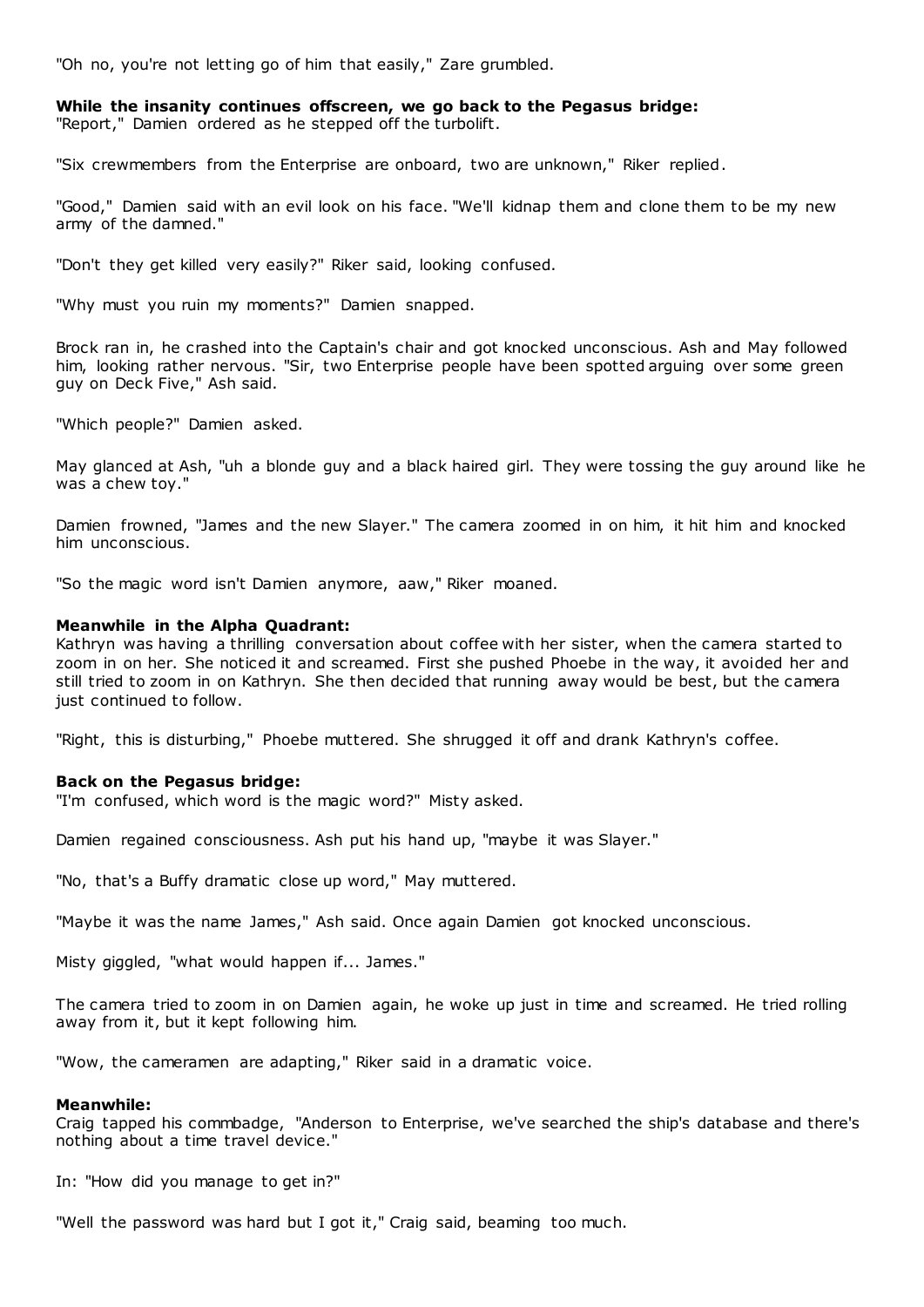"Oh no, you're not letting go of him that easily," Zare grumbled.

**While the insanity continues offscreen, we go back to the Pegasus bridge:**
"Report," Damien ordered as he stepped off the turbolift.

"Six crewmembers from the Enterprise are onboard, two are unknown," Riker replied.

"Good," Damien said with an evil look on his face. "We'll kidnap them and clone them to be my new army of the damned."

"Don't they get killed very easily?" Riker said, looking confused.

"Why must you ruin my moments?" Damien snapped.

Brock ran in, he crashed into the Captain's chair and got knocked unconscious. Ash and May followed him, looking rather nervous. "Sir, two Enterprise people have been spotted arguing over some green guy on Deck Five," Ash said.

"Which people?" Damien asked.

May glanced at Ash, "uh a blonde guy and a black haired girl. They were tossing the guy around like he was a chew toy."

Damien frowned, "James and the new Slayer." The camera zoomed in on him, it hit him and knocked him unconscious.

"So the magic word isn't Damien anymore, aaw," Riker moaned.

**Meanwhile in the Alpha Quadrant:**
Kathryn was having a thrilling conversation about coffee with her sister, when the camera started to zoom in on her. She noticed it and screamed. First she pushed Phoebe in the way, it avoided her and still tried to zoom in on Kathryn. She then decided that running away would be best, but the camera just continued to follow.

"Right, this is disturbing," Phoebe muttered. She shrugged it off and drank Kathryn's coffee.

**Back on the Pegasus bridge:**
"I'm confused, which word is the magic word?" Misty asked.

Damien regained consciousness. Ash put his hand up, "maybe it was Slayer."

"No, that's a Buffy dramatic close up word," May muttered.

"Maybe it was the name James," Ash said. Once again Damien got knocked unconscious.

Misty giggled, "what would happen if... James."

The camera tried to zoom in on Damien again, he woke up just in time and screamed. He tried rolling away from it, but it kept following him.

"Wow, the cameramen are adapting," Riker said in a dramatic voice.

**Meanwhile:**
Craig tapped his commbadge, "Anderson to Enterprise, we've searched the ship's database and there's nothing about a time travel device."

In: "How did you manage to get in?"

"Well the password was hard but I got it," Craig said, beaming too much.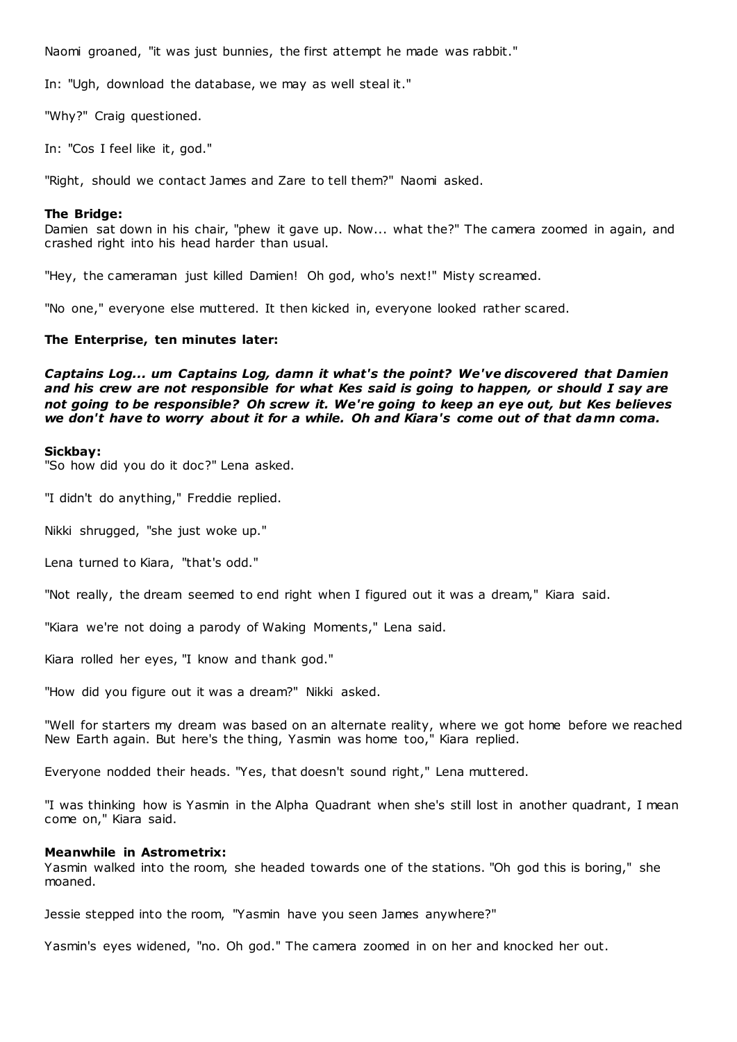Naomi groaned, "it was just bunnies, the first attempt he made was rabbit."

In: "Ugh, download the database, we may as well steal it."

"Why?" Craig questioned.

In: "Cos I feel like it, god."

"Right, should we contact James and Zare to tell them?" Naomi asked.

**The Bridge:**
Damien sat down in his chair, "phew it gave up. Now... what the?" The camera zoomed in again, and crashed right into his head harder than usual.

"Hey, the cameraman just killed Damien! Oh god, who's next!" Misty screamed.

"No one," everyone else muttered. It then kicked in, everyone looked rather scared.

**The Enterprise, ten minutes later:**

***Captains Log... um Captains Log, damn it what's the point? We've discovered that Damien and his crew are not responsible for what Kes said is going to happen, or should I say are not going to be responsible? Oh screw it. We're going to keep an eye out, but Kes believes we don't have to worry about it for a while. Oh and Kiara's come out of that damn coma.***

**Sickbay:**
"So how did you do it doc?" Lena asked.

"I didn't do anything," Freddie replied.

Nikki shrugged, "she just woke up."

Lena turned to Kiara, "that's odd."

"Not really, the dream seemed to end right when I figured out it was a dream," Kiara said.

"Kiara we're not doing a parody of Waking Moments," Lena said.

Kiara rolled her eyes, "I know and thank god."

"How did you figure out it was a dream?" Nikki asked.

"Well for starters my dream was based on an alternate reality, where we got home before we reached New Earth again. But here's the thing, Yasmin was home too," Kiara replied.

Everyone nodded their heads. "Yes, that doesn't sound right," Lena muttered.

"I was thinking how is Yasmin in the Alpha Quadrant when she's still lost in another quadrant, I mean come on," Kiara said.

**Meanwhile in Astrometrix:**
Yasmin walked into the room, she headed towards one of the stations. "Oh god this is boring," she moaned.

Jessie stepped into the room, "Yasmin have you seen James anywhere?"

Yasmin's eyes widened, "no. Oh god." The camera zoomed in on her and knocked her out.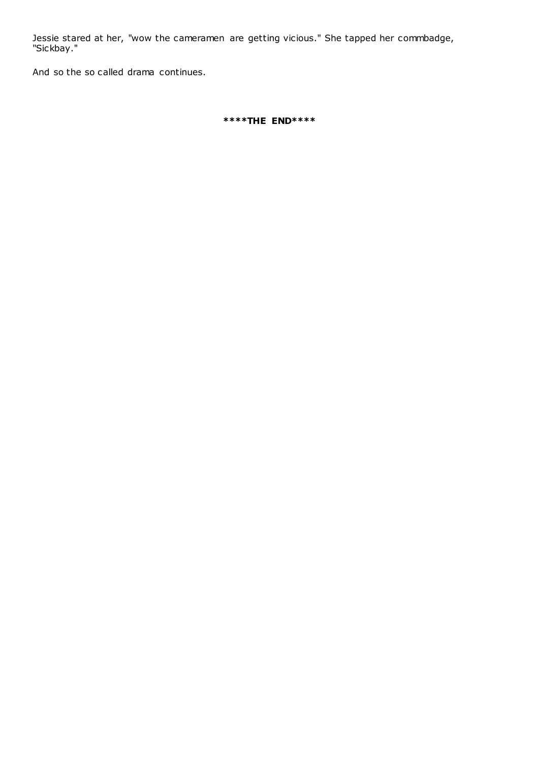Jessie stared at her, "wow the cameramen are getting vicious." She tapped her commbadge, "Sickbay."

And so the so called drama continues.

**\*\*\*\*THE END\*\*\*\***